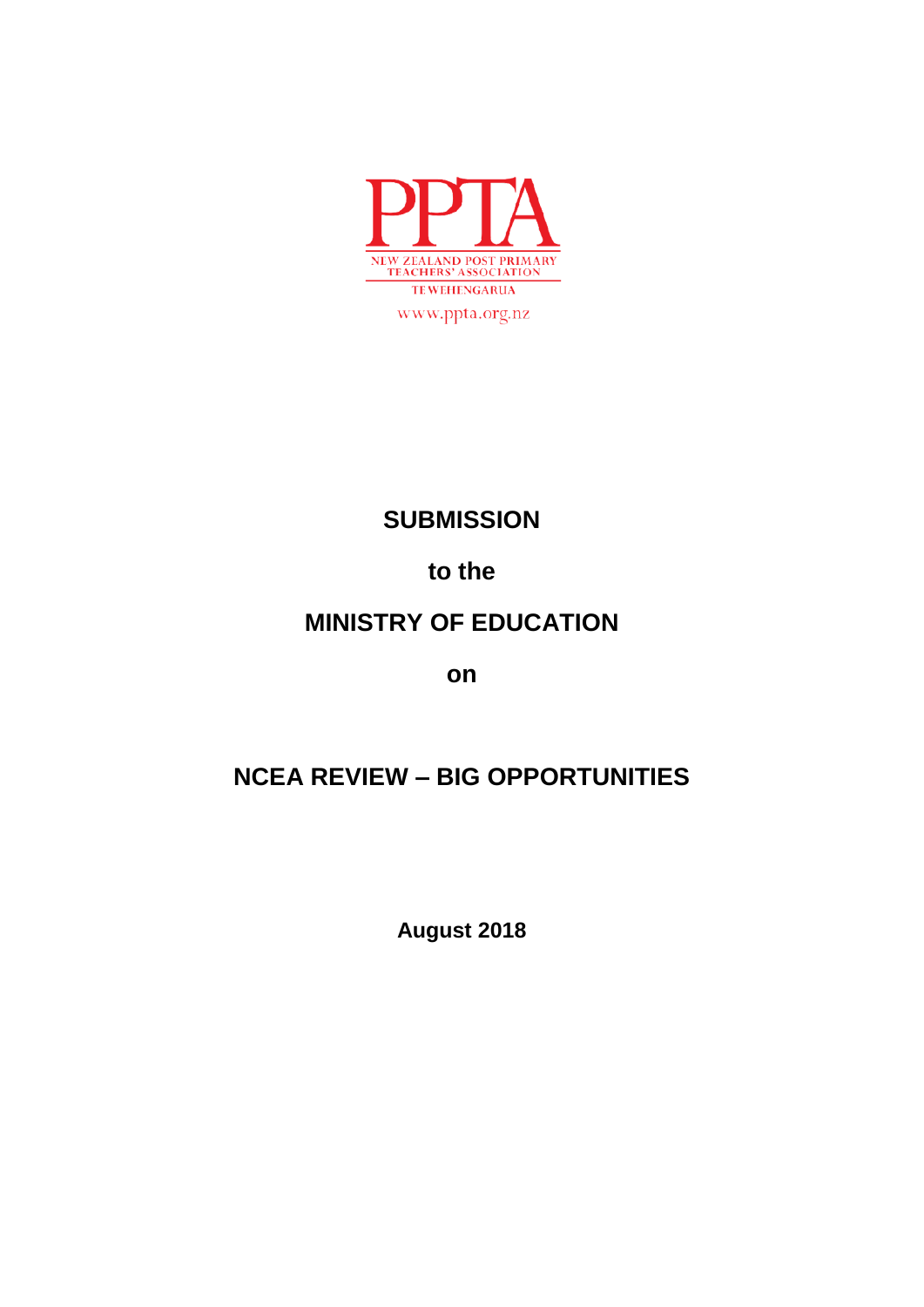PPTA

NEW ZEALAND POST PRIMARY TEACHERS' ASSOCIATION

TE WEHENGARUA

www.ppta.org.nz

# SUBMISSION

## to the

## MINISTRY OF EDUCATION

## on

# NCEA REVIEW – BIG OPPORTUNITIES

**August 2018**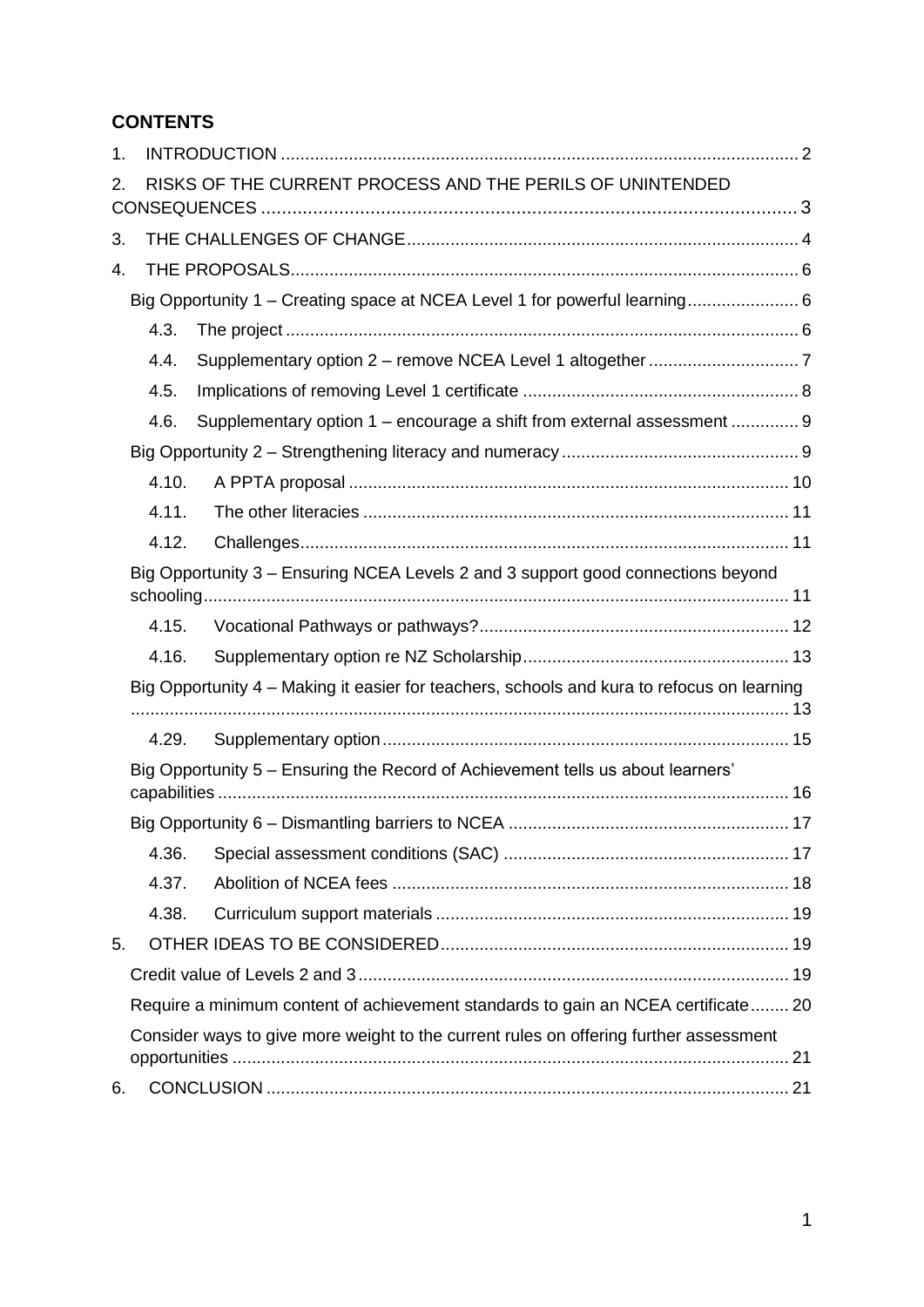## CONTENTS

1. INTRODUCTION ........................................................................................................... 2
2. RISKS OF THE CURRENT PROCESS AND THE PERILS OF UNINTENDED CONSEQUENCES ........................................................................................................ 3
3. THE CHALLENGES OF CHANGE ................................................................................. 4
4. THE PROPOSALS ........................................................................................................ 6
   - Big Opportunity 1 – Creating space at NCEA Level 1 for powerful learning ....................... 6
     - 4.3. The project ......................................................................................................... 6
     - 4.4. Supplementary option 2 – remove NCEA Level 1 altogether ............................... 7
     - 4.5. Implications of removing Level 1 certificate ......................................................... 8
     - 4.6. Supplementary option 1 – encourage a shift from external assessment .............. 9
   - Big Opportunity 2 – Strengthening literacy and numeracy ................................................. 9
     - 4.10. A PPTA proposal ........................................................................................... 10
     - 4.11. The other literacies ........................................................................................ 11
     - 4.12. Challenges ..................................................................................................... 11
   - Big Opportunity 3 – Ensuring NCEA Levels 2 and 3 support good connections beyond schooling ........................................................................................................................ 11
     - 4.15. Vocational Pathways or pathways? ................................................................ 12
     - 4.16. Supplementary option re NZ Scholarship ....................................................... 13
   - Big Opportunity 4 – Making it easier for teachers, schools and kura to refocus on learning ....................................................................................................................................... 13
     - 4.29. Supplementary option .................................................................................... 15
   - Big Opportunity 5 – Ensuring the Record of Achievement tells us about learners' capabilities ..................................................................................................................... 16
   - Big Opportunity 6 – Dismantling barriers to NCEA .......................................................... 17
     - 4.36. Special assessment conditions (SAC) ........................................................... 17
     - 4.37. Abolition of NCEA fees .................................................................................. 18
     - 4.38. Curriculum support materials ......................................................................... 19
5. OTHER IDEAS TO BE CONSIDERED ........................................................................ 19
   - Credit value of Levels 2 and 3 ......................................................................................... 19
   - Require a minimum content of achievement standards to gain an NCEA certificate ........ 20
   - Consider ways to give more weight to the current rules on offering further assessment opportunities .................................................................................................................. 21
6. CONCLUSION ............................................................................................................ 21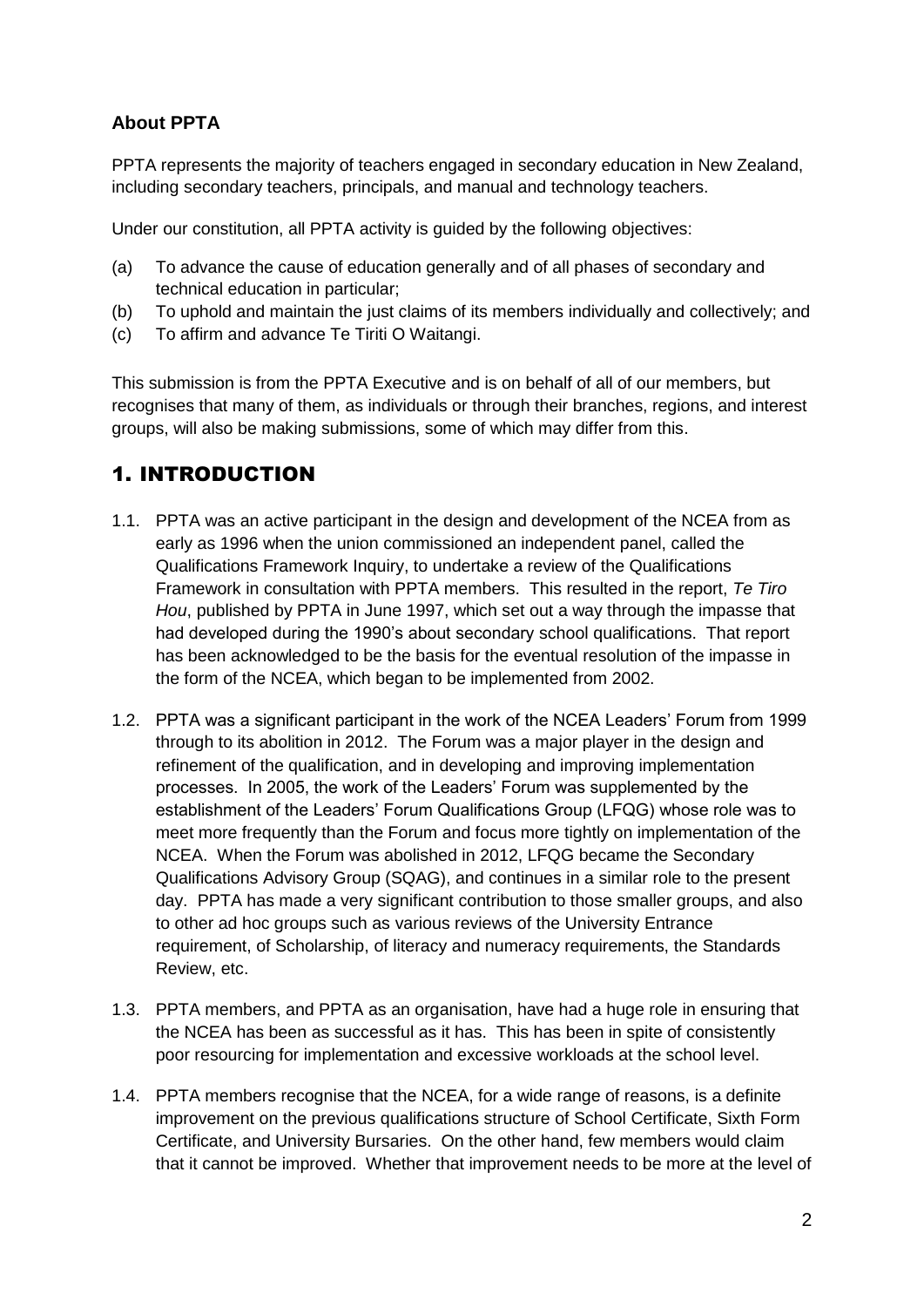### About PPTA

PPTA represents the majority of teachers engaged in secondary education in New Zealand, including secondary teachers, principals, and manual and technology teachers.

Under our constitution, all PPTA activity is guided by the following objectives:

(a) To advance the cause of education generally and of all phases of secondary and technical education in particular;
(b) To uphold and maintain the just claims of its members individually and collectively; and
(c) To affirm and advance Te Tiriti O Waitangi.

This submission is from the PPTA Executive and is on behalf of all of our members, but recognises that many of them, as individuals or through their branches, regions, and interest groups, will also be making submissions, some of which may differ from this.

## 1. INTRODUCTION

1.1. PPTA was an active participant in the design and development of the NCEA from as early as 1996 when the union commissioned an independent panel, called the Qualifications Framework Inquiry, to undertake a review of the Qualifications Framework in consultation with PPTA members. This resulted in the report, *Te Tiro Hou*, published by PPTA in June 1997, which set out a way through the impasse that had developed during the 1990's about secondary school qualifications. That report has been acknowledged to be the basis for the eventual resolution of the impasse in the form of the NCEA, which began to be implemented from 2002.

1.2. PPTA was a significant participant in the work of the NCEA Leaders' Forum from 1999 through to its abolition in 2012. The Forum was a major player in the design and refinement of the qualification, and in developing and improving implementation processes. In 2005, the work of the Leaders' Forum was supplemented by the establishment of the Leaders' Forum Qualifications Group (LFQG) whose role was to meet more frequently than the Forum and focus more tightly on implementation of the NCEA. When the Forum was abolished in 2012, LFQG became the Secondary Qualifications Advisory Group (SQAG), and continues in a similar role to the present day. PPTA has made a very significant contribution to those smaller groups, and also to other ad hoc groups such as various reviews of the University Entrance requirement, of Scholarship, of literacy and numeracy requirements, the Standards Review, etc.

1.3. PPTA members, and PPTA as an organisation, have had a huge role in ensuring that the NCEA has been as successful as it has. This has been in spite of consistently poor resourcing for implementation and excessive workloads at the school level.

1.4. PPTA members recognise that the NCEA, for a wide range of reasons, is a definite improvement on the previous qualifications structure of School Certificate, Sixth Form Certificate, and University Bursaries. On the other hand, few members would claim that it cannot be improved. Whether that improvement needs to be more at the level of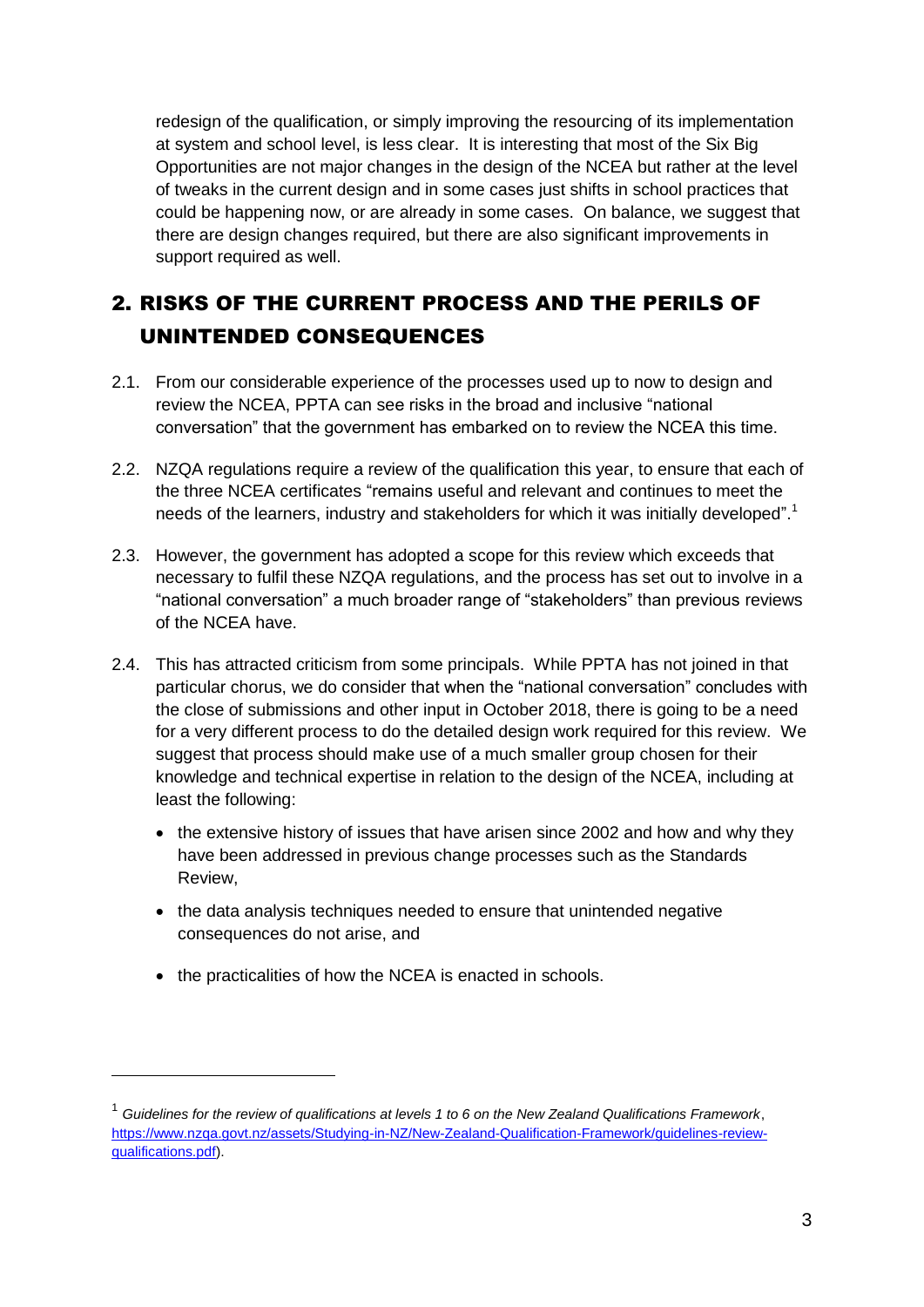redesign of the qualification, or simply improving the resourcing of its implementation at system and school level, is less clear. It is interesting that most of the Six Big Opportunities are not major changes in the design of the NCEA but rather at the level of tweaks in the current design and in some cases just shifts in school practices that could be happening now, or are already in some cases. On balance, we suggest that there are design changes required, but there are also significant improvements in support required as well.

## 2. RISKS OF THE CURRENT PROCESS AND THE PERILS OF UNINTENDED CONSEQUENCES

2.1. From our considerable experience of the processes used up to now to design and review the NCEA, PPTA can see risks in the broad and inclusive "national conversation" that the government has embarked on to review the NCEA this time.

2.2. NZQA regulations require a review of the qualification this year, to ensure that each of the three NCEA certificates "remains useful and relevant and continues to meet the needs of the learners, industry and stakeholders for which it was initially developed".[1]

2.3. However, the government has adopted a scope for this review which exceeds that necessary to fulfil these NZQA regulations, and the process has set out to involve in a "national conversation" a much broader range of "stakeholders" than previous reviews of the NCEA have.

2.4. This has attracted criticism from some principals. While PPTA has not joined in that particular chorus, we do consider that when the "national conversation" concludes with the close of submissions and other input in October 2018, there is going to be a need for a very different process to do the detailed design work required for this review. We suggest that process should make use of a much smaller group chosen for their knowledge and technical expertise in relation to the design of the NCEA, including at least the following:

- the extensive history of issues that have arisen since 2002 and how and why they have been addressed in previous change processes such as the Standards Review,
- the data analysis techniques needed to ensure that unintended negative consequences do not arise, and
- the practicalities of how the NCEA is enacted in schools.

---

[1] *Guidelines for the review of qualifications at levels 1 to 6 on the New Zealand Qualifications Framework*, https://www.nzqa.govt.nz/assets/Studying-in-NZ/New-Zealand-Qualification-Framework/guidelines-review-qualifications.pdf).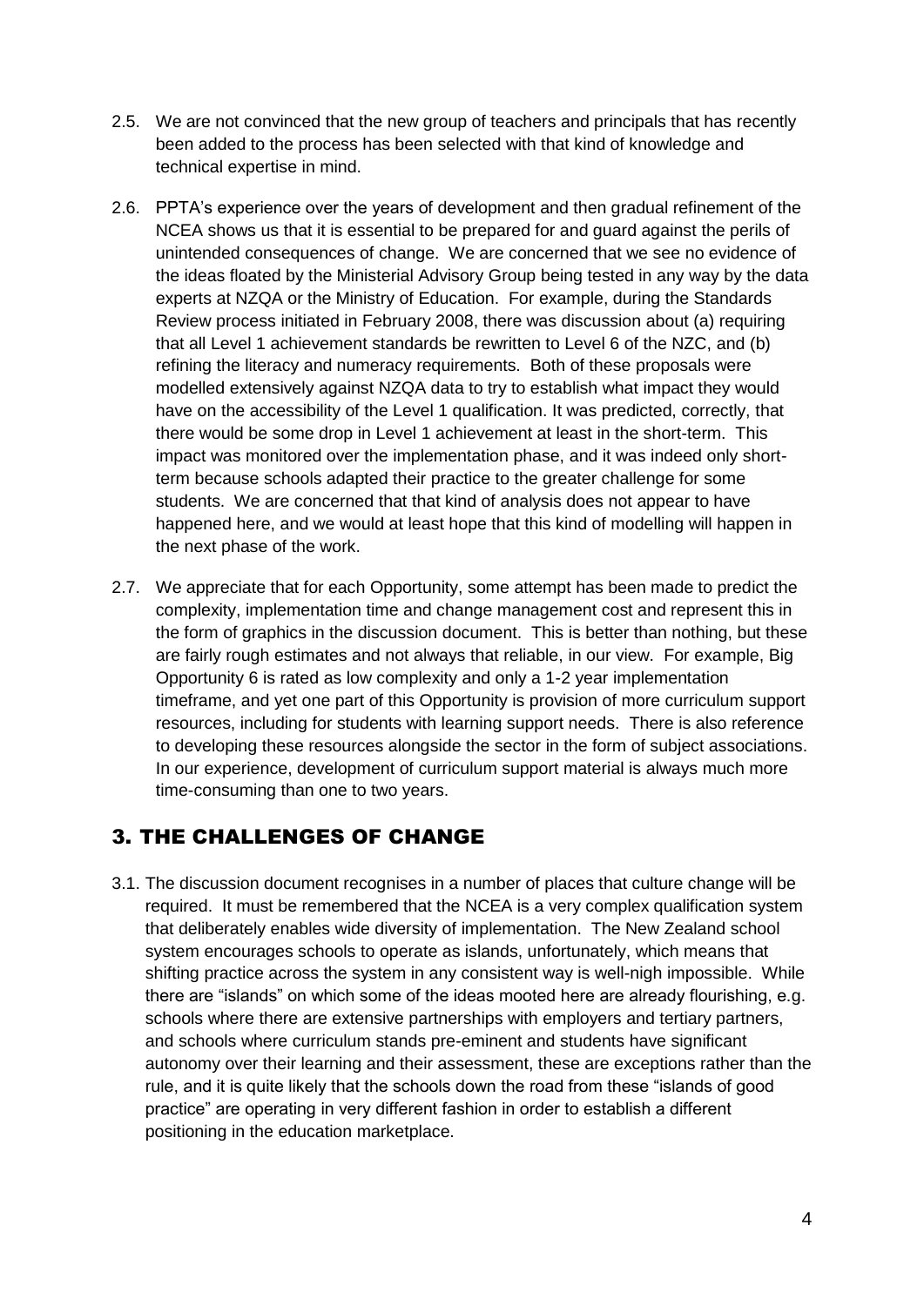2.5. We are not convinced that the new group of teachers and principals that has recently been added to the process has been selected with that kind of knowledge and technical expertise in mind.

2.6. PPTA's experience over the years of development and then gradual refinement of the NCEA shows us that it is essential to be prepared for and guard against the perils of unintended consequences of change. We are concerned that we see no evidence of the ideas floated by the Ministerial Advisory Group being tested in any way by the data experts at NZQA or the Ministry of Education. For example, during the Standards Review process initiated in February 2008, there was discussion about (a) requiring that all Level 1 achievement standards be rewritten to Level 6 of the NZC, and (b) refining the literacy and numeracy requirements. Both of these proposals were modelled extensively against NZQA data to try to establish what impact they would have on the accessibility of the Level 1 qualification. It was predicted, correctly, that there would be some drop in Level 1 achievement at least in the short-term. This impact was monitored over the implementation phase, and it was indeed only short-term because schools adapted their practice to the greater challenge for some students. We are concerned that that kind of analysis does not appear to have happened here, and we would at least hope that this kind of modelling will happen in the next phase of the work.

2.7. We appreciate that for each Opportunity, some attempt has been made to predict the complexity, implementation time and change management cost and represent this in the form of graphics in the discussion document. This is better than nothing, but these are fairly rough estimates and not always that reliable, in our view. For example, Big Opportunity 6 is rated as low complexity and only a 1-2 year implementation timeframe, and yet one part of this Opportunity is provision of more curriculum support resources, including for students with learning support needs. There is also reference to developing these resources alongside the sector in the form of subject associations. In our experience, development of curriculum support material is always much more time-consuming than one to two years.

## 3. THE CHALLENGES OF CHANGE

3.1. The discussion document recognises in a number of places that culture change will be required. It must be remembered that the NCEA is a very complex qualification system that deliberately enables wide diversity of implementation. The New Zealand school system encourages schools to operate as islands, unfortunately, which means that shifting practice across the system in any consistent way is well-nigh impossible. While there are "islands" on which some of the ideas mooted here are already flourishing, e.g. schools where there are extensive partnerships with employers and tertiary partners, and schools where curriculum stands pre-eminent and students have significant autonomy over their learning and their assessment, these are exceptions rather than the rule, and it is quite likely that the schools down the road from these "islands of good practice" are operating in very different fashion in order to establish a different positioning in the education marketplace.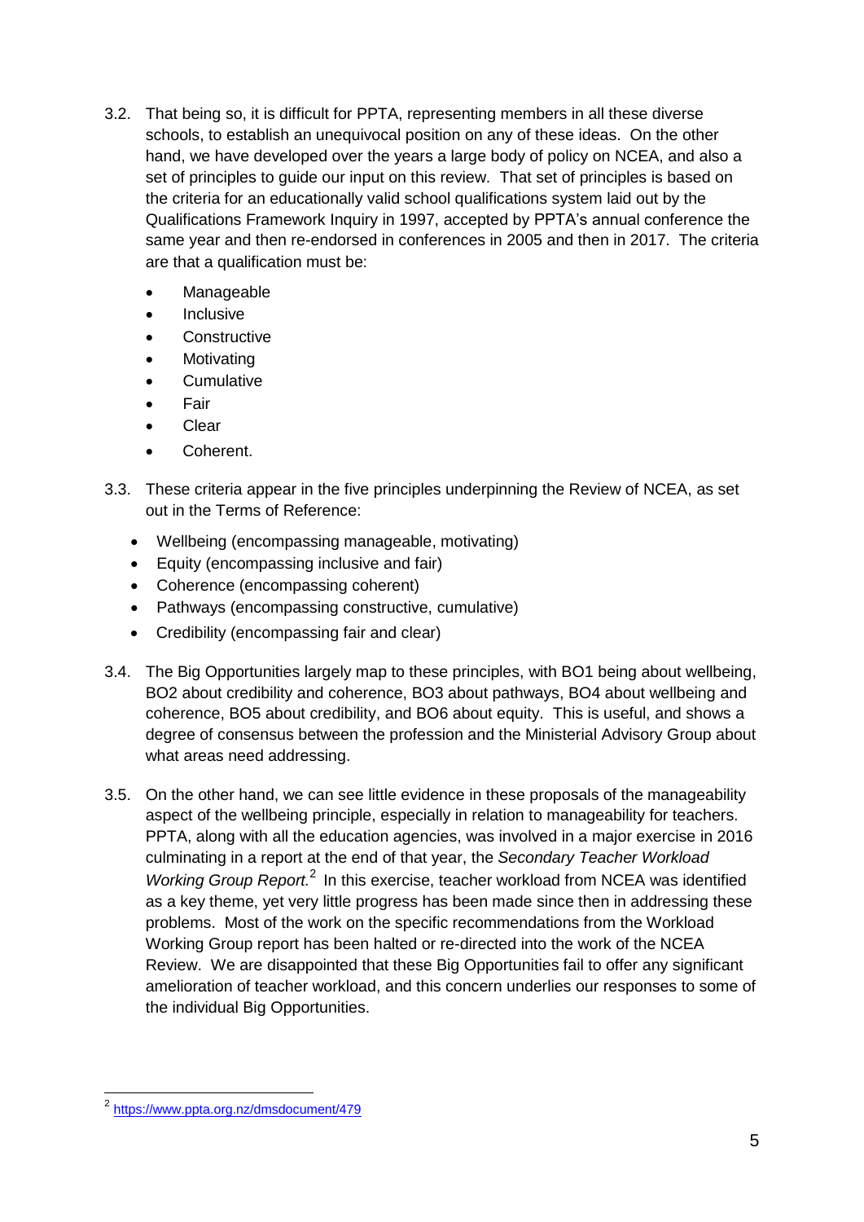3.2. That being so, it is difficult for PPTA, representing members in all these diverse schools, to establish an unequivocal position on any of these ideas. On the other hand, we have developed over the years a large body of policy on NCEA, and also a set of principles to guide our input on this review. That set of principles is based on the criteria for an educationally valid school qualifications system laid out by the Qualifications Framework Inquiry in 1997, accepted by PPTA's annual conference the same year and then re-endorsed in conferences in 2005 and then in 2017. The criteria are that a qualification must be:

- Manageable
- Inclusive
- Constructive
- Motivating
- Cumulative
- Fair
- Clear
- Coherent.

3.3. These criteria appear in the five principles underpinning the Review of NCEA, as set out in the Terms of Reference:

- Wellbeing (encompassing manageable, motivating)
- Equity (encompassing inclusive and fair)
- Coherence (encompassing coherent)
- Pathways (encompassing constructive, cumulative)
- Credibility (encompassing fair and clear)

3.4. The Big Opportunities largely map to these principles, with BO1 being about wellbeing, BO2 about credibility and coherence, BO3 about pathways, BO4 about wellbeing and coherence, BO5 about credibility, and BO6 about equity. This is useful, and shows a degree of consensus between the profession and the Ministerial Advisory Group about what areas need addressing.

3.5. On the other hand, we can see little evidence in these proposals of the manageability aspect of the wellbeing principle, especially in relation to manageability for teachers. PPTA, along with all the education agencies, was involved in a major exercise in 2016 culminating in a report at the end of that year, the *Secondary Teacher Workload Working Group Report.*[2] In this exercise, teacher workload from NCEA was identified as a key theme, yet very little progress has been made since then in addressing these problems. Most of the work on the specific recommendations from the Workload Working Group report has been halted or re-directed into the work of the NCEA Review. We are disappointed that these Big Opportunities fail to offer any significant amelioration of teacher workload, and this concern underlies our responses to some of the individual Big Opportunities.

[2] https://www.ppta.org.nz/dmsdocument/479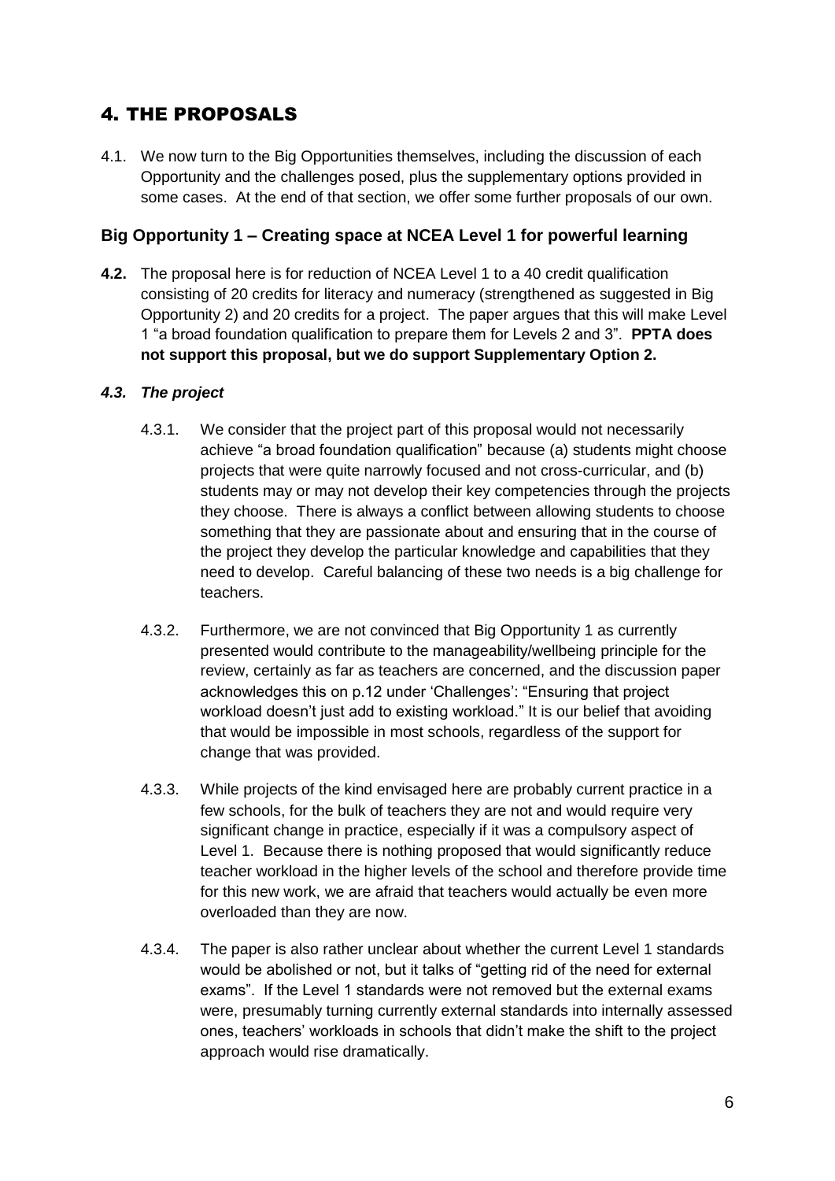# 4. THE PROPOSALS

4.1. We now turn to the Big Opportunities themselves, including the discussion of each Opportunity and the challenges posed, plus the supplementary options provided in some cases. At the end of that section, we offer some further proposals of our own.

## Big Opportunity 1 – Creating space at NCEA Level 1 for powerful learning

**4.2.** The proposal here is for reduction of NCEA Level 1 to a 40 credit qualification consisting of 20 credits for literacy and numeracy (strengthened as suggested in Big Opportunity 2) and 20 credits for a project. The paper argues that this will make Level 1 "a broad foundation qualification to prepare them for Levels 2 and 3". **PPTA does not support this proposal, but we do support Supplementary Option 2.**

### *4.3. The project*

4.3.1. We consider that the project part of this proposal would not necessarily achieve "a broad foundation qualification" because (a) students might choose projects that were quite narrowly focused and not cross-curricular, and (b) students may or may not develop their key competencies through the projects they choose. There is always a conflict between allowing students to choose something that they are passionate about and ensuring that in the course of the project they develop the particular knowledge and capabilities that they need to develop. Careful balancing of these two needs is a big challenge for teachers.

4.3.2. Furthermore, we are not convinced that Big Opportunity 1 as currently presented would contribute to the manageability/wellbeing principle for the review, certainly as far as teachers are concerned, and the discussion paper acknowledges this on p.12 under 'Challenges': "Ensuring that project workload doesn't just add to existing workload." It is our belief that avoiding that would be impossible in most schools, regardless of the support for change that was provided.

4.3.3. While projects of the kind envisaged here are probably current practice in a few schools, for the bulk of teachers they are not and would require very significant change in practice, especially if it was a compulsory aspect of Level 1. Because there is nothing proposed that would significantly reduce teacher workload in the higher levels of the school and therefore provide time for this new work, we are afraid that teachers would actually be even more overloaded than they are now.

4.3.4. The paper is also rather unclear about whether the current Level 1 standards would be abolished or not, but it talks of "getting rid of the need for external exams". If the Level 1 standards were not removed but the external exams were, presumably turning currently external standards into internally assessed ones, teachers' workloads in schools that didn't make the shift to the project approach would rise dramatically.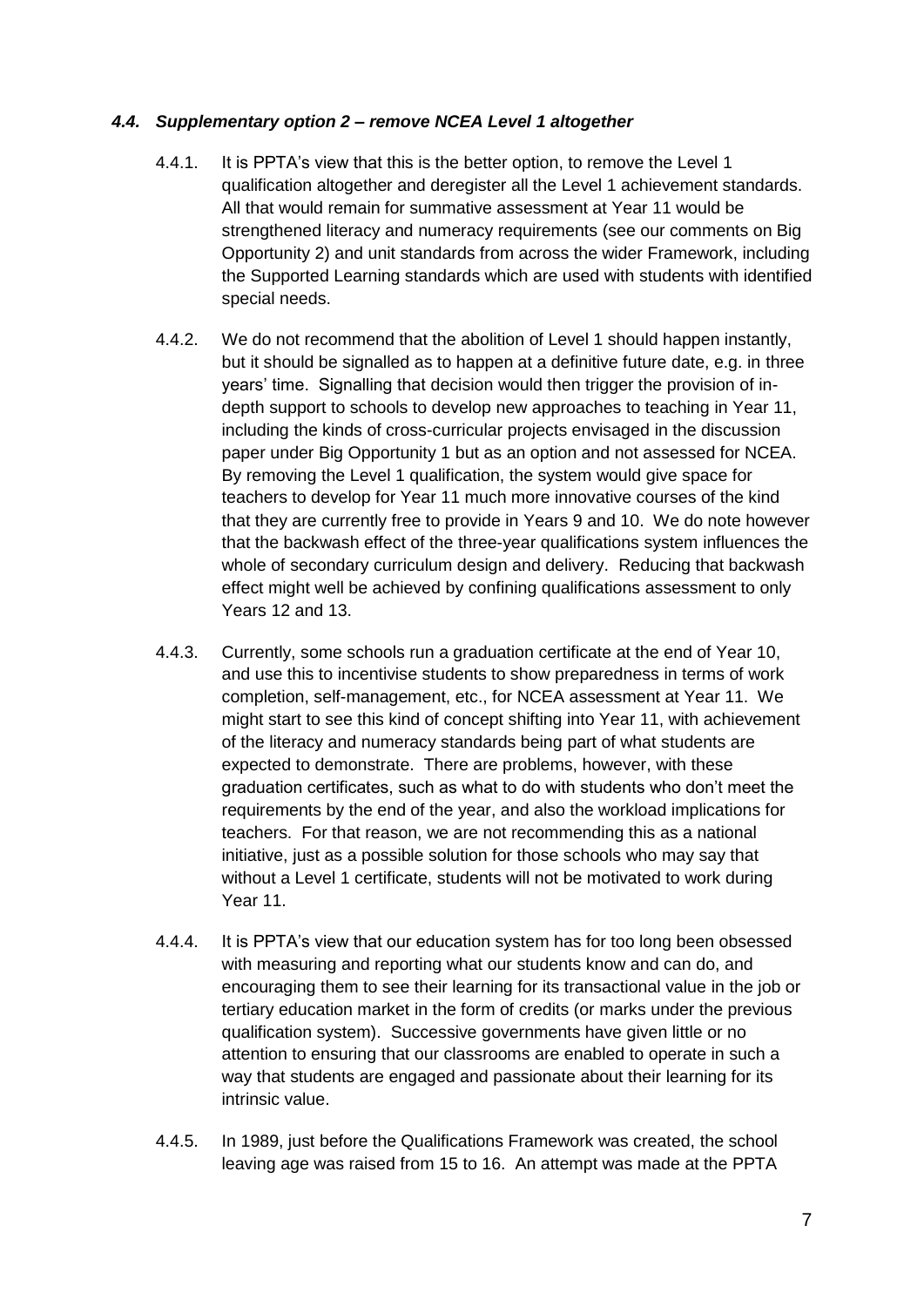#### *4.4. Supplementary option 2 – remove NCEA Level 1 altogether*

4.4.1. It is PPTA's view that this is the better option, to remove the Level 1 qualification altogether and deregister all the Level 1 achievement standards. All that would remain for summative assessment at Year 11 would be strengthened literacy and numeracy requirements (see our comments on Big Opportunity 2) and unit standards from across the wider Framework, including the Supported Learning standards which are used with students with identified special needs.

4.4.2. We do not recommend that the abolition of Level 1 should happen instantly, but it should be signalled as to happen at a definitive future date, e.g. in three years' time. Signalling that decision would then trigger the provision of in-depth support to schools to develop new approaches to teaching in Year 11, including the kinds of cross-curricular projects envisaged in the discussion paper under Big Opportunity 1 but as an option and not assessed for NCEA. By removing the Level 1 qualification, the system would give space for teachers to develop for Year 11 much more innovative courses of the kind that they are currently free to provide in Years 9 and 10. We do note however that the backwash effect of the three-year qualifications system influences the whole of secondary curriculum design and delivery. Reducing that backwash effect might well be achieved by confining qualifications assessment to only Years 12 and 13.

4.4.3. Currently, some schools run a graduation certificate at the end of Year 10, and use this to incentivise students to show preparedness in terms of work completion, self-management, etc., for NCEA assessment at Year 11. We might start to see this kind of concept shifting into Year 11, with achievement of the literacy and numeracy standards being part of what students are expected to demonstrate. There are problems, however, with these graduation certificates, such as what to do with students who don't meet the requirements by the end of the year, and also the workload implications for teachers. For that reason, we are not recommending this as a national initiative, just as a possible solution for those schools who may say that without a Level 1 certificate, students will not be motivated to work during Year 11.

4.4.4. It is PPTA's view that our education system has for too long been obsessed with measuring and reporting what our students know and can do, and encouraging them to see their learning for its transactional value in the job or tertiary education market in the form of credits (or marks under the previous qualification system). Successive governments have given little or no attention to ensuring that our classrooms are enabled to operate in such a way that students are engaged and passionate about their learning for its intrinsic value.

4.4.5. In 1989, just before the Qualifications Framework was created, the school leaving age was raised from 15 to 16. An attempt was made at the PPTA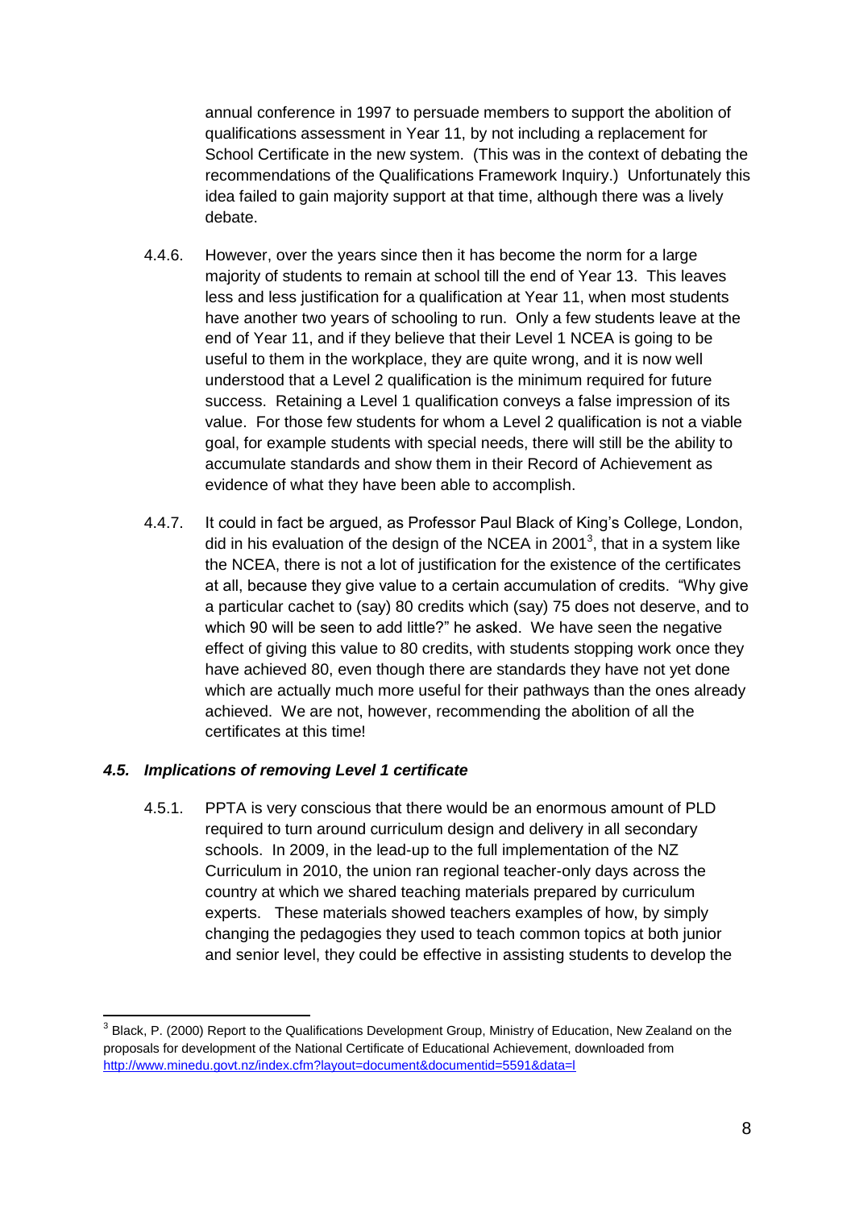annual conference in 1997 to persuade members to support the abolition of qualifications assessment in Year 11, by not including a replacement for School Certificate in the new system. (This was in the context of debating the recommendations of the Qualifications Framework Inquiry.) Unfortunately this idea failed to gain majority support at that time, although there was a lively debate.

4.4.6. However, over the years since then it has become the norm for a large majority of students to remain at school till the end of Year 13. This leaves less and less justification for a qualification at Year 11, when most students have another two years of schooling to run. Only a few students leave at the end of Year 11, and if they believe that their Level 1 NCEA is going to be useful to them in the workplace, they are quite wrong, and it is now well understood that a Level 2 qualification is the minimum required for future success. Retaining a Level 1 qualification conveys a false impression of its value. For those few students for whom a Level 2 qualification is not a viable goal, for example students with special needs, there will still be the ability to accumulate standards and show them in their Record of Achievement as evidence of what they have been able to accomplish.

4.4.7. It could in fact be argued, as Professor Paul Black of King's College, London, did in his evaluation of the design of the NCEA in 2001[3], that in a system like the NCEA, there is not a lot of justification for the existence of the certificates at all, because they give value to a certain accumulation of credits. "Why give a particular cachet to (say) 80 credits which (say) 75 does not deserve, and to which 90 will be seen to add little?" he asked. We have seen the negative effect of giving this value to 80 credits, with students stopping work once they have achieved 80, even though there are standards they have not yet done which are actually much more useful for their pathways than the ones already achieved. We are not, however, recommending the abolition of all the certificates at this time!

### *4.5. Implications of removing Level 1 certificate*

4.5.1. PPTA is very conscious that there would be an enormous amount of PLD required to turn around curriculum design and delivery in all secondary schools. In 2009, in the lead-up to the full implementation of the NZ Curriculum in 2010, the union ran regional teacher-only days across the country at which we shared teaching materials prepared by curriculum experts. These materials showed teachers examples of how, by simply changing the pedagogies they used to teach common topics at both junior and senior level, they could be effective in assisting students to develop the

---

[3] Black, P. (2000) Report to the Qualifications Development Group, Ministry of Education, New Zealand on the proposals for development of the National Certificate of Educational Achievement, downloaded from http://www.minedu.govt.nz/index.cfm?layout=document&documentid=5591&data=l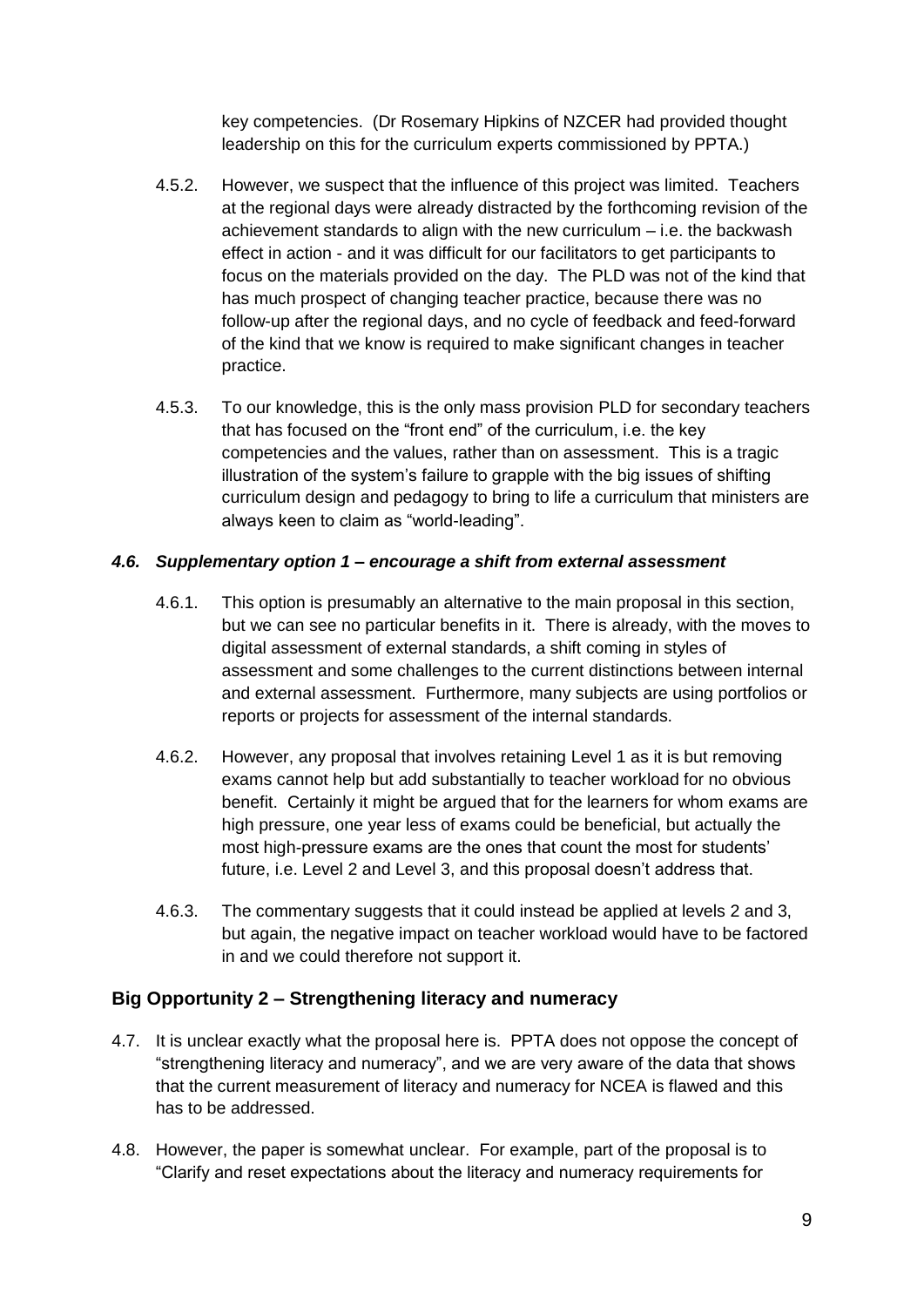key competencies. (Dr Rosemary Hipkins of NZCER had provided thought leadership on this for the curriculum experts commissioned by PPTA.)

4.5.2. However, we suspect that the influence of this project was limited. Teachers at the regional days were already distracted by the forthcoming revision of the achievement standards to align with the new curriculum – i.e. the backwash effect in action - and it was difficult for our facilitators to get participants to focus on the materials provided on the day. The PLD was not of the kind that has much prospect of changing teacher practice, because there was no follow-up after the regional days, and no cycle of feedback and feed-forward of the kind that we know is required to make significant changes in teacher practice.

4.5.3. To our knowledge, this is the only mass provision PLD for secondary teachers that has focused on the "front end" of the curriculum, i.e. the key competencies and the values, rather than on assessment. This is a tragic illustration of the system's failure to grapple with the big issues of shifting curriculum design and pedagogy to bring to life a curriculum that ministers are always keen to claim as "world-leading".

#### *4.6. Supplementary option 1 – encourage a shift from external assessment*

4.6.1. This option is presumably an alternative to the main proposal in this section, but we can see no particular benefits in it. There is already, with the moves to digital assessment of external standards, a shift coming in styles of assessment and some challenges to the current distinctions between internal and external assessment. Furthermore, many subjects are using portfolios or reports or projects for assessment of the internal standards.

4.6.2. However, any proposal that involves retaining Level 1 as it is but removing exams cannot help but add substantially to teacher workload for no obvious benefit. Certainly it might be argued that for the learners for whom exams are high pressure, one year less of exams could be beneficial, but actually the most high-pressure exams are the ones that count the most for students' future, i.e. Level 2 and Level 3, and this proposal doesn't address that.

4.6.3. The commentary suggests that it could instead be applied at levels 2 and 3, but again, the negative impact on teacher workload would have to be factored in and we could therefore not support it.

### Big Opportunity 2 – Strengthening literacy and numeracy

4.7. It is unclear exactly what the proposal here is. PPTA does not oppose the concept of "strengthening literacy and numeracy", and we are very aware of the data that shows that the current measurement of literacy and numeracy for NCEA is flawed and this has to be addressed.

4.8. However, the paper is somewhat unclear. For example, part of the proposal is to "Clarify and reset expectations about the literacy and numeracy requirements for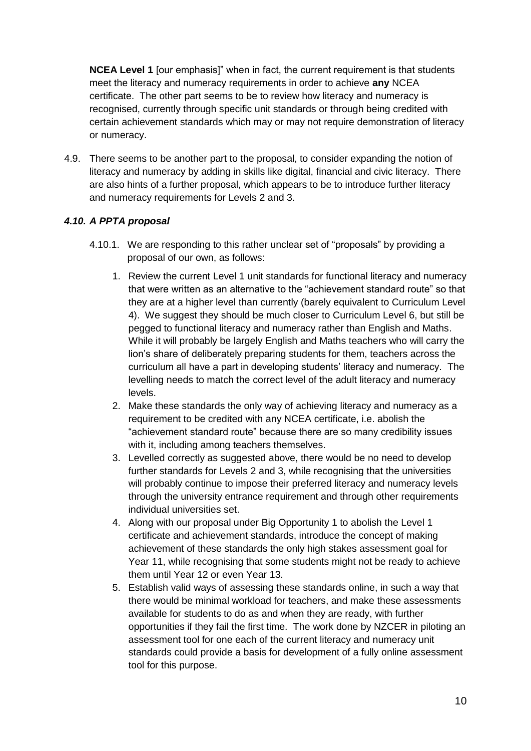**NCEA Level 1** [our emphasis]" when in fact, the current requirement is that students meet the literacy and numeracy requirements in order to achieve **any** NCEA certificate. The other part seems to be to review how literacy and numeracy is recognised, currently through specific unit standards or through being credited with certain achievement standards which may or may not require demonstration of literacy or numeracy.

4.9. There seems to be another part to the proposal, to consider expanding the notion of literacy and numeracy by adding in skills like digital, financial and civic literacy. There are also hints of a further proposal, which appears to be to introduce further literacy and numeracy requirements for Levels 2 and 3.

### *4.10. A PPTA proposal*

4.10.1. We are responding to this rather unclear set of "proposals" by providing a proposal of our own, as follows:

1. Review the current Level 1 unit standards for functional literacy and numeracy that were written as an alternative to the "achievement standard route" so that they are at a higher level than currently (barely equivalent to Curriculum Level 4). We suggest they should be much closer to Curriculum Level 6, but still be pegged to functional literacy and numeracy rather than English and Maths. While it will probably be largely English and Maths teachers who will carry the lion's share of deliberately preparing students for them, teachers across the curriculum all have a part in developing students' literacy and numeracy. The levelling needs to match the correct level of the adult literacy and numeracy levels.
2. Make these standards the only way of achieving literacy and numeracy as a requirement to be credited with any NCEA certificate, i.e. abolish the "achievement standard route" because there are so many credibility issues with it, including among teachers themselves.
3. Levelled correctly as suggested above, there would be no need to develop further standards for Levels 2 and 3, while recognising that the universities will probably continue to impose their preferred literacy and numeracy levels through the university entrance requirement and through other requirements individual universities set.
4. Along with our proposal under Big Opportunity 1 to abolish the Level 1 certificate and achievement standards, introduce the concept of making achievement of these standards the only high stakes assessment goal for Year 11, while recognising that some students might not be ready to achieve them until Year 12 or even Year 13.
5. Establish valid ways of assessing these standards online, in such a way that there would be minimal workload for teachers, and make these assessments available for students to do as and when they are ready, with further opportunities if they fail the first time. The work done by NZCER in piloting an assessment tool for one each of the current literacy and numeracy unit standards could provide a basis for development of a fully online assessment tool for this purpose.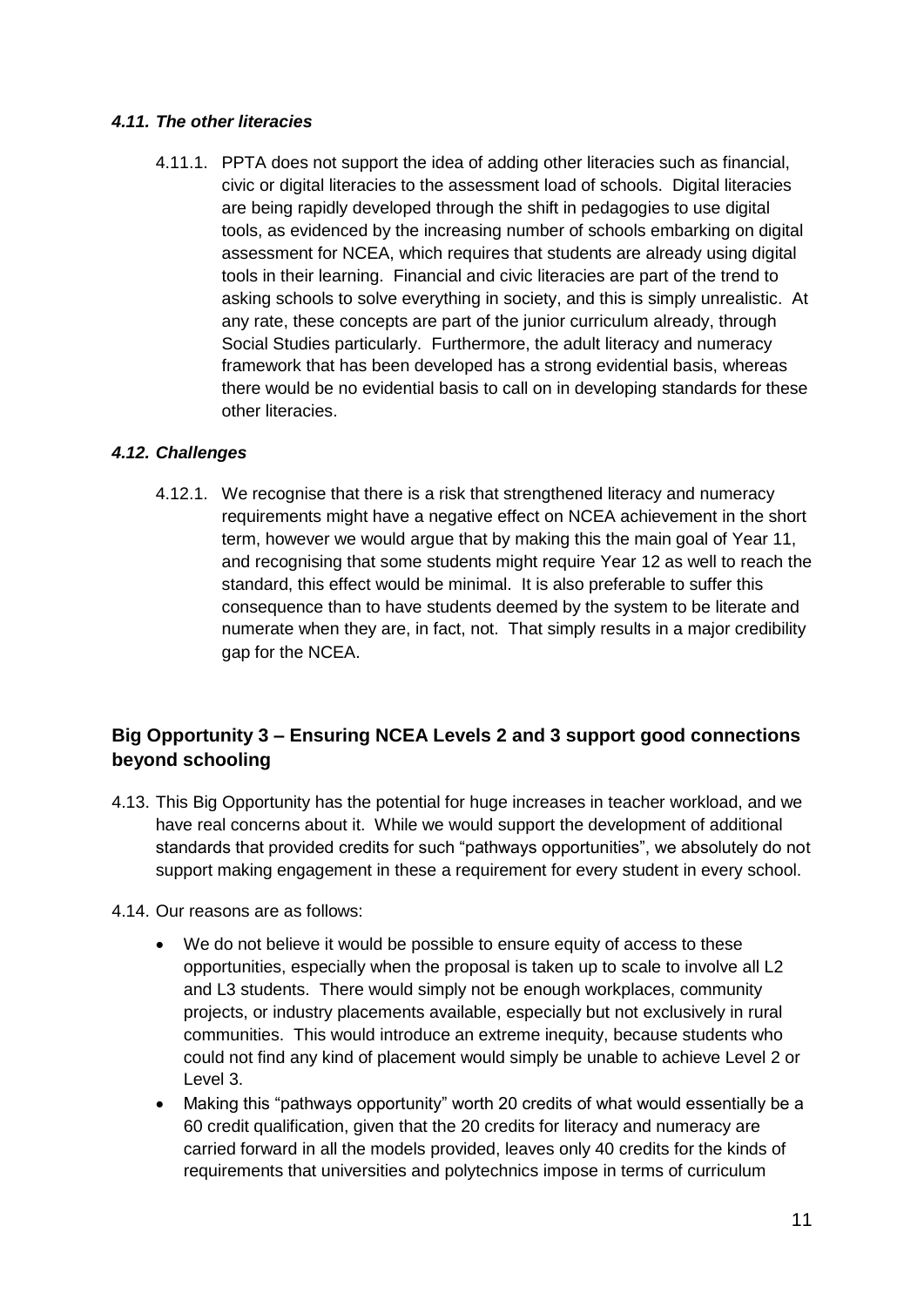### *4.11. The other literacies*

4.11.1. PPTA does not support the idea of adding other literacies such as financial, civic or digital literacies to the assessment load of schools. Digital literacies are being rapidly developed through the shift in pedagogies to use digital tools, as evidenced by the increasing number of schools embarking on digital assessment for NCEA, which requires that students are already using digital tools in their learning. Financial and civic literacies are part of the trend to asking schools to solve everything in society, and this is simply unrealistic. At any rate, these concepts are part of the junior curriculum already, through Social Studies particularly. Furthermore, the adult literacy and numeracy framework that has been developed has a strong evidential basis, whereas there would be no evidential basis to call on in developing standards for these other literacies.

### *4.12. Challenges*

4.12.1. We recognise that there is a risk that strengthened literacy and numeracy requirements might have a negative effect on NCEA achievement in the short term, however we would argue that by making this the main goal of Year 11, and recognising that some students might require Year 12 as well to reach the standard, this effect would be minimal. It is also preferable to suffer this consequence than to have students deemed by the system to be literate and numerate when they are, in fact, not. That simply results in a major credibility gap for the NCEA.

## Big Opportunity 3 – Ensuring NCEA Levels 2 and 3 support good connections beyond schooling

4.13. This Big Opportunity has the potential for huge increases in teacher workload, and we have real concerns about it. While we would support the development of additional standards that provided credits for such "pathways opportunities", we absolutely do not support making engagement in these a requirement for every student in every school.

4.14. Our reasons are as follows:

- We do not believe it would be possible to ensure equity of access to these opportunities, especially when the proposal is taken up to scale to involve all L2 and L3 students. There would simply not be enough workplaces, community projects, or industry placements available, especially but not exclusively in rural communities. This would introduce an extreme inequity, because students who could not find any kind of placement would simply be unable to achieve Level 2 or Level 3.
- Making this "pathways opportunity" worth 20 credits of what would essentially be a 60 credit qualification, given that the 20 credits for literacy and numeracy are carried forward in all the models provided, leaves only 40 credits for the kinds of requirements that universities and polytechnics impose in terms of curriculum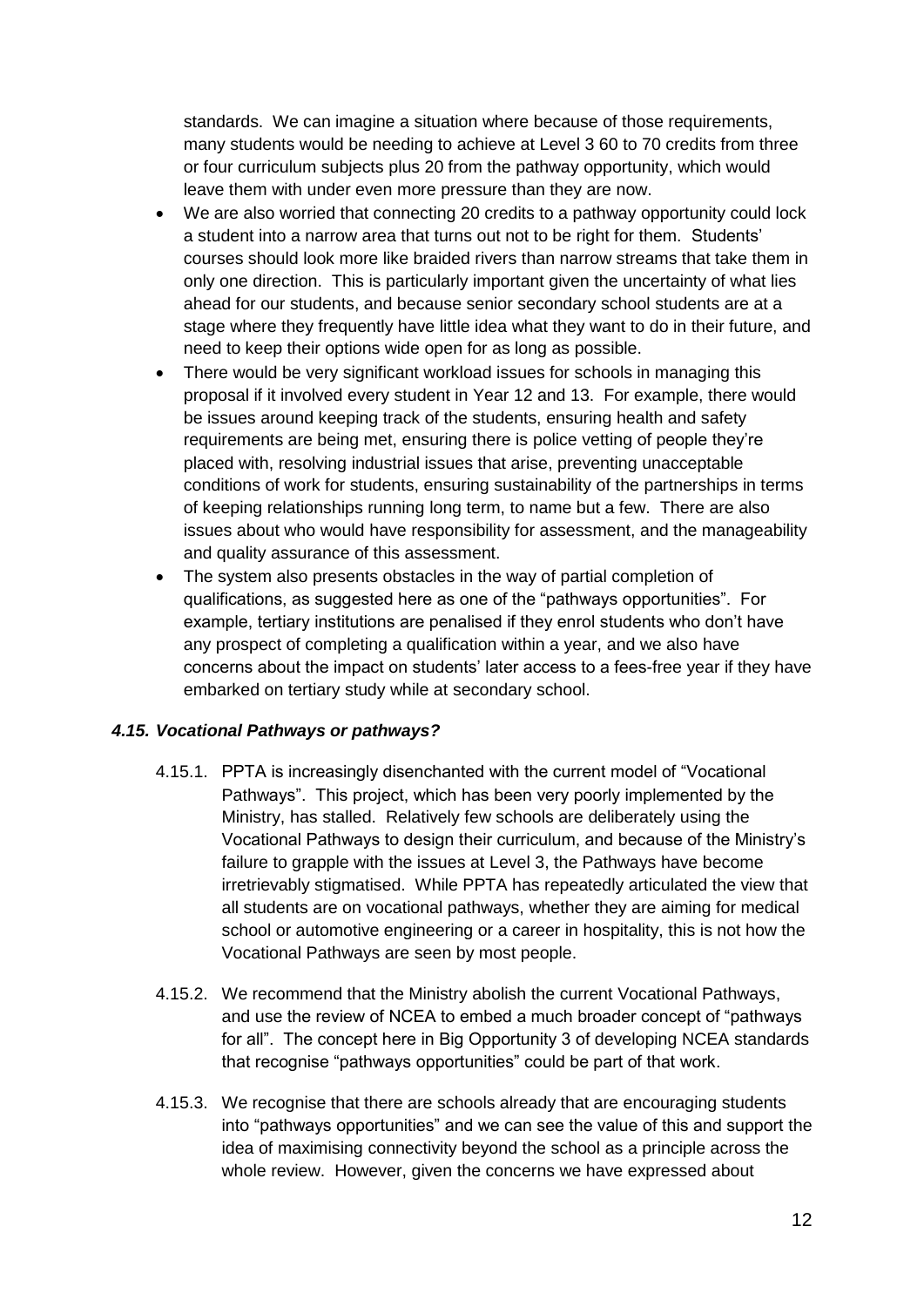standards. We can imagine a situation where because of those requirements, many students would be needing to achieve at Level 3 60 to 70 credits from three or four curriculum subjects plus 20 from the pathway opportunity, which would leave them with under even more pressure than they are now.

- We are also worried that connecting 20 credits to a pathway opportunity could lock a student into a narrow area that turns out not to be right for them. Students' courses should look more like braided rivers than narrow streams that take them in only one direction. This is particularly important given the uncertainty of what lies ahead for our students, and because senior secondary school students are at a stage where they frequently have little idea what they want to do in their future, and need to keep their options wide open for as long as possible.
- There would be very significant workload issues for schools in managing this proposal if it involved every student in Year 12 and 13. For example, there would be issues around keeping track of the students, ensuring health and safety requirements are being met, ensuring there is police vetting of people they're placed with, resolving industrial issues that arise, preventing unacceptable conditions of work for students, ensuring sustainability of the partnerships in terms of keeping relationships running long term, to name but a few. There are also issues about who would have responsibility for assessment, and the manageability and quality assurance of this assessment.
- The system also presents obstacles in the way of partial completion of qualifications, as suggested here as one of the "pathways opportunities". For example, tertiary institutions are penalised if they enrol students who don't have any prospect of completing a qualification within a year, and we also have concerns about the impact on students' later access to a fees-free year if they have embarked on tertiary study while at secondary school.

### *4.15. Vocational Pathways or pathways?*

4.15.1. PPTA is increasingly disenchanted with the current model of "Vocational Pathways". This project, which has been very poorly implemented by the Ministry, has stalled. Relatively few schools are deliberately using the Vocational Pathways to design their curriculum, and because of the Ministry's failure to grapple with the issues at Level 3, the Pathways have become irretrievably stigmatised. While PPTA has repeatedly articulated the view that all students are on vocational pathways, whether they are aiming for medical school or automotive engineering or a career in hospitality, this is not how the Vocational Pathways are seen by most people.

4.15.2. We recommend that the Ministry abolish the current Vocational Pathways, and use the review of NCEA to embed a much broader concept of "pathways for all". The concept here in Big Opportunity 3 of developing NCEA standards that recognise "pathways opportunities" could be part of that work.

4.15.3. We recognise that there are schools already that are encouraging students into "pathways opportunities" and we can see the value of this and support the idea of maximising connectivity beyond the school as a principle across the whole review. However, given the concerns we have expressed about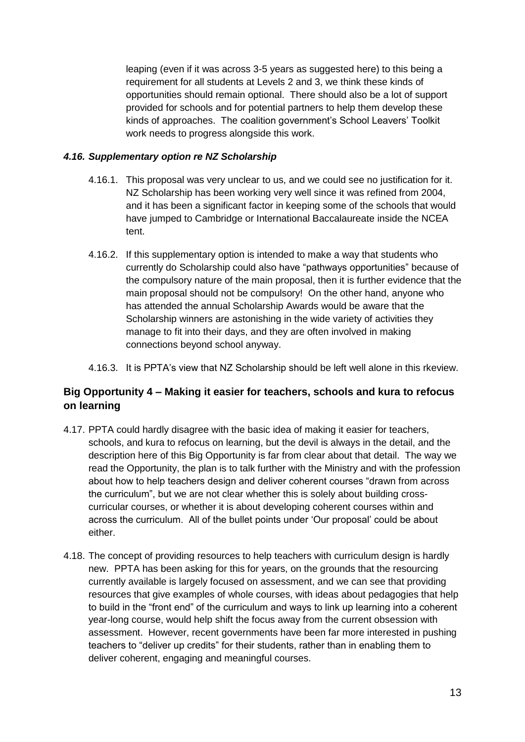leaping (even if it was across 3-5 years as suggested here) to this being a requirement for all students at Levels 2 and 3, we think these kinds of opportunities should remain optional. There should also be a lot of support provided for schools and for potential partners to help them develop these kinds of approaches. The coalition government's School Leavers' Toolkit work needs to progress alongside this work.

#### *4.16. Supplementary option re NZ Scholarship*

4.16.1. This proposal was very unclear to us, and we could see no justification for it. NZ Scholarship has been working very well since it was refined from 2004, and it has been a significant factor in keeping some of the schools that would have jumped to Cambridge or International Baccalaureate inside the NCEA tent.

4.16.2. If this supplementary option is intended to make a way that students who currently do Scholarship could also have "pathways opportunities" because of the compulsory nature of the main proposal, then it is further evidence that the main proposal should not be compulsory! On the other hand, anyone who has attended the annual Scholarship Awards would be aware that the Scholarship winners are astonishing in the wide variety of activities they manage to fit into their days, and they are often involved in making connections beyond school anyway.

4.16.3. It is PPTA's view that NZ Scholarship should be left well alone in this rkeview.

### Big Opportunity 4 – Making it easier for teachers, schools and kura to refocus on learning

4.17. PPTA could hardly disagree with the basic idea of making it easier for teachers, schools, and kura to refocus on learning, but the devil is always in the detail, and the description here of this Big Opportunity is far from clear about that detail. The way we read the Opportunity, the plan is to talk further with the Ministry and with the profession about how to help teachers design and deliver coherent courses "drawn from across the curriculum", but we are not clear whether this is solely about building cross-curricular courses, or whether it is about developing coherent courses within and across the curriculum. All of the bullet points under 'Our proposal' could be about either.

4.18. The concept of providing resources to help teachers with curriculum design is hardly new. PPTA has been asking for this for years, on the grounds that the resourcing currently available is largely focused on assessment, and we can see that providing resources that give examples of whole courses, with ideas about pedagogies that help to build in the "front end" of the curriculum and ways to link up learning into a coherent year-long course, would help shift the focus away from the current obsession with assessment. However, recent governments have been far more interested in pushing teachers to "deliver up credits" for their students, rather than in enabling them to deliver coherent, engaging and meaningful courses.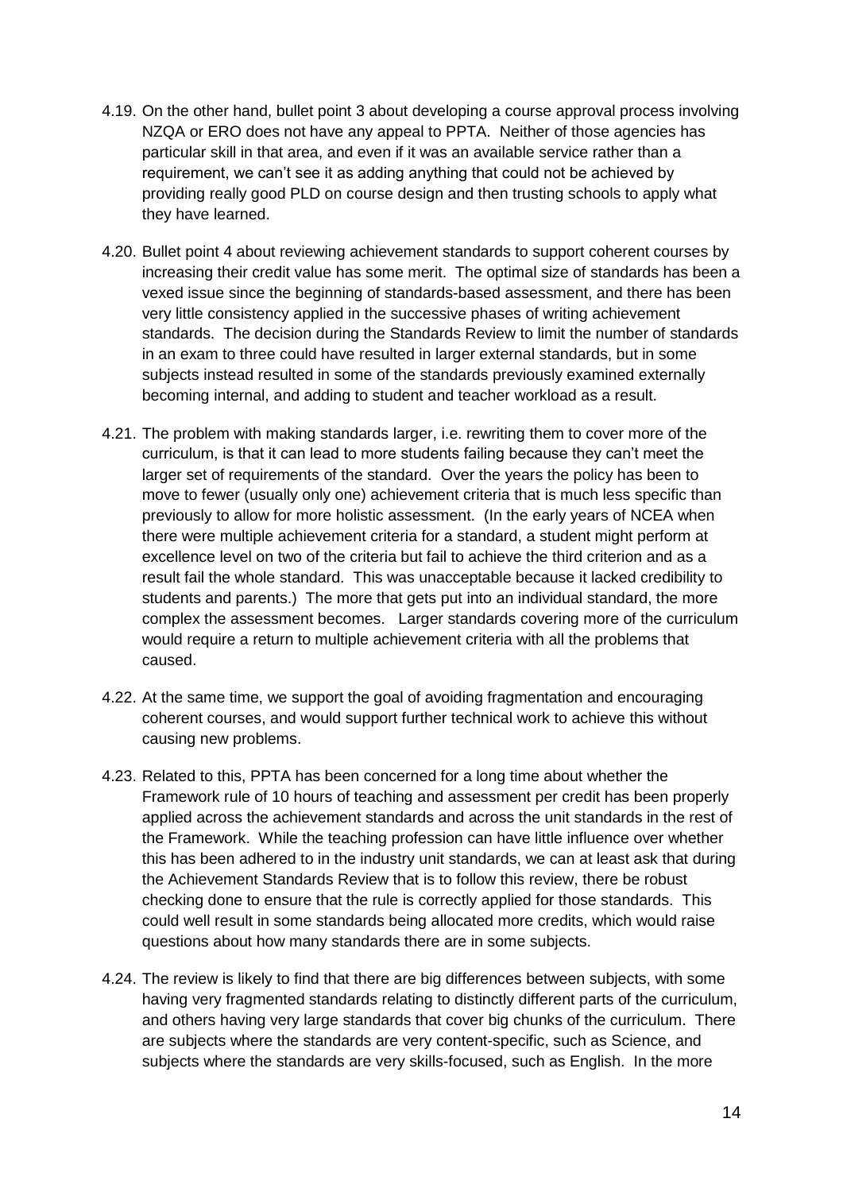4.19. On the other hand, bullet point 3 about developing a course approval process involving NZQA or ERO does not have any appeal to PPTA. Neither of those agencies has particular skill in that area, and even if it was an available service rather than a requirement, we can't see it as adding anything that could not be achieved by providing really good PLD on course design and then trusting schools to apply what they have learned.

4.20. Bullet point 4 about reviewing achievement standards to support coherent courses by increasing their credit value has some merit. The optimal size of standards has been a vexed issue since the beginning of standards-based assessment, and there has been very little consistency applied in the successive phases of writing achievement standards. The decision during the Standards Review to limit the number of standards in an exam to three could have resulted in larger external standards, but in some subjects instead resulted in some of the standards previously examined externally becoming internal, and adding to student and teacher workload as a result.

4.21. The problem with making standards larger, i.e. rewriting them to cover more of the curriculum, is that it can lead to more students failing because they can't meet the larger set of requirements of the standard. Over the years the policy has been to move to fewer (usually only one) achievement criteria that is much less specific than previously to allow for more holistic assessment. (In the early years of NCEA when there were multiple achievement criteria for a standard, a student might perform at excellence level on two of the criteria but fail to achieve the third criterion and as a result fail the whole standard. This was unacceptable because it lacked credibility to students and parents.) The more that gets put into an individual standard, the more complex the assessment becomes. Larger standards covering more of the curriculum would require a return to multiple achievement criteria with all the problems that caused.

4.22. At the same time, we support the goal of avoiding fragmentation and encouraging coherent courses, and would support further technical work to achieve this without causing new problems.

4.23. Related to this, PPTA has been concerned for a long time about whether the Framework rule of 10 hours of teaching and assessment per credit has been properly applied across the achievement standards and across the unit standards in the rest of the Framework. While the teaching profession can have little influence over whether this has been adhered to in the industry unit standards, we can at least ask that during the Achievement Standards Review that is to follow this review, there be robust checking done to ensure that the rule is correctly applied for those standards. This could well result in some standards being allocated more credits, which would raise questions about how many standards there are in some subjects.

4.24. The review is likely to find that there are big differences between subjects, with some having very fragmented standards relating to distinctly different parts of the curriculum, and others having very large standards that cover big chunks of the curriculum. There are subjects where the standards are very content-specific, such as Science, and subjects where the standards are very skills-focused, such as English. In the more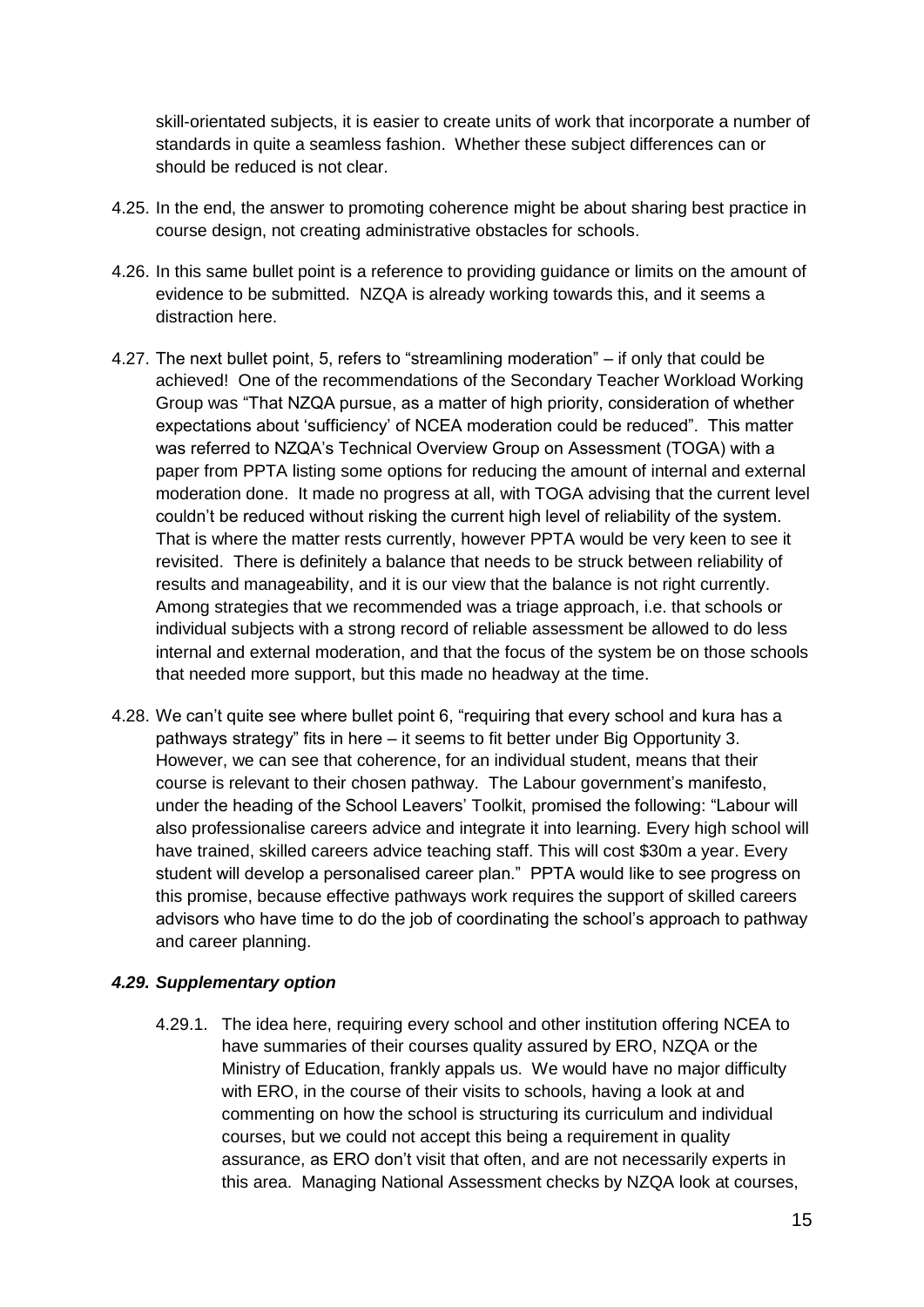skill-orientated subjects, it is easier to create units of work that incorporate a number of standards in quite a seamless fashion. Whether these subject differences can or should be reduced is not clear.

4.25. In the end, the answer to promoting coherence might be about sharing best practice in course design, not creating administrative obstacles for schools.

4.26. In this same bullet point is a reference to providing guidance or limits on the amount of evidence to be submitted. NZQA is already working towards this, and it seems a distraction here.

4.27. The next bullet point, 5, refers to "streamlining moderation" – if only that could be achieved! One of the recommendations of the Secondary Teacher Workload Working Group was "That NZQA pursue, as a matter of high priority, consideration of whether expectations about 'sufficiency' of NCEA moderation could be reduced". This matter was referred to NZQA's Technical Overview Group on Assessment (TOGA) with a paper from PPTA listing some options for reducing the amount of internal and external moderation done. It made no progress at all, with TOGA advising that the current level couldn't be reduced without risking the current high level of reliability of the system. That is where the matter rests currently, however PPTA would be very keen to see it revisited. There is definitely a balance that needs to be struck between reliability of results and manageability, and it is our view that the balance is not right currently. Among strategies that we recommended was a triage approach, i.e. that schools or individual subjects with a strong record of reliable assessment be allowed to do less internal and external moderation, and that the focus of the system be on those schools that needed more support, but this made no headway at the time.

4.28. We can't quite see where bullet point 6, "requiring that every school and kura has a pathways strategy" fits in here – it seems to fit better under Big Opportunity 3. However, we can see that coherence, for an individual student, means that their course is relevant to their chosen pathway. The Labour government's manifesto, under the heading of the School Leavers' Toolkit, promised the following: "Labour will also professionalise careers advice and integrate it into learning. Every high school will have trained, skilled careers advice teaching staff. This will cost $30m a year. Every student will develop a personalised career plan." PPTA would like to see progress on this promise, because effective pathways work requires the support of skilled careers advisors who have time to do the job of coordinating the school's approach to pathway and career planning.

### *4.29. Supplementary option*

4.29.1. The idea here, requiring every school and other institution offering NCEA to have summaries of their courses quality assured by ERO, NZQA or the Ministry of Education, frankly appals us. We would have no major difficulty with ERO, in the course of their visits to schools, having a look at and commenting on how the school is structuring its curriculum and individual courses, but we could not accept this being a requirement in quality assurance, as ERO don't visit that often, and are not necessarily experts in this area. Managing National Assessment checks by NZQA look at courses,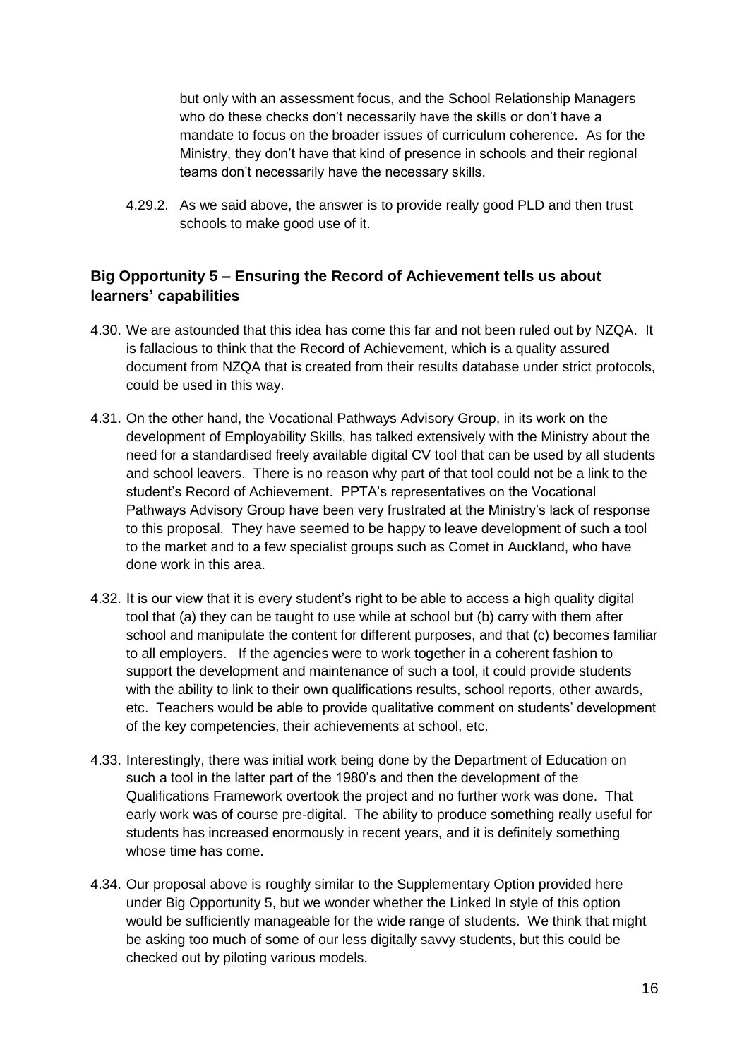but only with an assessment focus, and the School Relationship Managers who do these checks don't necessarily have the skills or don't have a mandate to focus on the broader issues of curriculum coherence. As for the Ministry, they don't have that kind of presence in schools and their regional teams don't necessarily have the necessary skills.

4.29.2. As we said above, the answer is to provide really good PLD and then trust schools to make good use of it.

## Big Opportunity 5 – Ensuring the Record of Achievement tells us about learners' capabilities

4.30. We are astounded that this idea has come this far and not been ruled out by NZQA. It is fallacious to think that the Record of Achievement, which is a quality assured document from NZQA that is created from their results database under strict protocols, could be used in this way.

4.31. On the other hand, the Vocational Pathways Advisory Group, in its work on the development of Employability Skills, has talked extensively with the Ministry about the need for a standardised freely available digital CV tool that can be used by all students and school leavers. There is no reason why part of that tool could not be a link to the student's Record of Achievement. PPTA's representatives on the Vocational Pathways Advisory Group have been very frustrated at the Ministry's lack of response to this proposal. They have seemed to be happy to leave development of such a tool to the market and to a few specialist groups such as Comet in Auckland, who have done work in this area.

4.32. It is our view that it is every student's right to be able to access a high quality digital tool that (a) they can be taught to use while at school but (b) carry with them after school and manipulate the content for different purposes, and that (c) becomes familiar to all employers. If the agencies were to work together in a coherent fashion to support the development and maintenance of such a tool, it could provide students with the ability to link to their own qualifications results, school reports, other awards, etc. Teachers would be able to provide qualitative comment on students' development of the key competencies, their achievements at school, etc.

4.33. Interestingly, there was initial work being done by the Department of Education on such a tool in the latter part of the 1980's and then the development of the Qualifications Framework overtook the project and no further work was done. That early work was of course pre-digital. The ability to produce something really useful for students has increased enormously in recent years, and it is definitely something whose time has come.

4.34. Our proposal above is roughly similar to the Supplementary Option provided here under Big Opportunity 5, but we wonder whether the Linked In style of this option would be sufficiently manageable for the wide range of students. We think that might be asking too much of some of our less digitally savvy students, but this could be checked out by piloting various models.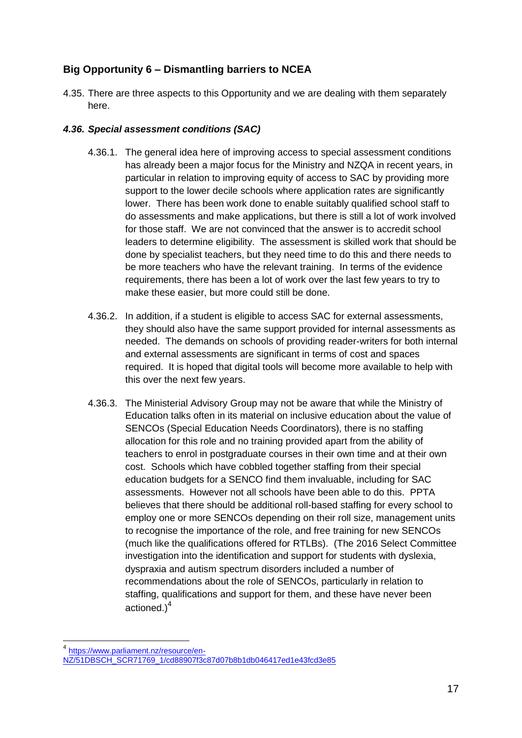## Big Opportunity 6 – Dismantling barriers to NCEA

4.35. There are three aspects to this Opportunity and we are dealing with them separately here.

### *4.36. Special assessment conditions (SAC)*

4.36.1. The general idea here of improving access to special assessment conditions has already been a major focus for the Ministry and NZQA in recent years, in particular in relation to improving equity of access to SAC by providing more support to the lower decile schools where application rates are significantly lower. There has been work done to enable suitably qualified school staff to do assessments and make applications, but there is still a lot of work involved for those staff. We are not convinced that the answer is to accredit school leaders to determine eligibility. The assessment is skilled work that should be done by specialist teachers, but they need time to do this and there needs to be more teachers who have the relevant training. In terms of the evidence requirements, there has been a lot of work over the last few years to try to make these easier, but more could still be done.

4.36.2. In addition, if a student is eligible to access SAC for external assessments, they should also have the same support provided for internal assessments as needed. The demands on schools of providing reader-writers for both internal and external assessments are significant in terms of cost and spaces required. It is hoped that digital tools will become more available to help with this over the next few years.

4.36.3. The Ministerial Advisory Group may not be aware that while the Ministry of Education talks often in its material on inclusive education about the value of SENCOs (Special Education Needs Coordinators), there is no staffing allocation for this role and no training provided apart from the ability of teachers to enrol in postgraduate courses in their own time and at their own cost. Schools which have cobbled together staffing from their special education budgets for a SENCO find them invaluable, including for SAC assessments. However not all schools have been able to do this. PPTA believes that there should be additional roll-based staffing for every school to employ one or more SENCOs depending on their roll size, management units to recognise the importance of the role, and free training for new SENCOs (much like the qualifications offered for RTLBs). (The 2016 Select Committee investigation into the identification and support for students with dyslexia, dyspraxia and autism spectrum disorders included a number of recommendations about the role of SENCOs, particularly in relation to staffing, qualifications and support for them, and these have never been actioned.)[4]

---

[4] https://www.parliament.nz/resource/en-NZ/51DBSCH_SCR71769_1/cd88907f3c87d07b8b1db046417ed1e43fcd3e85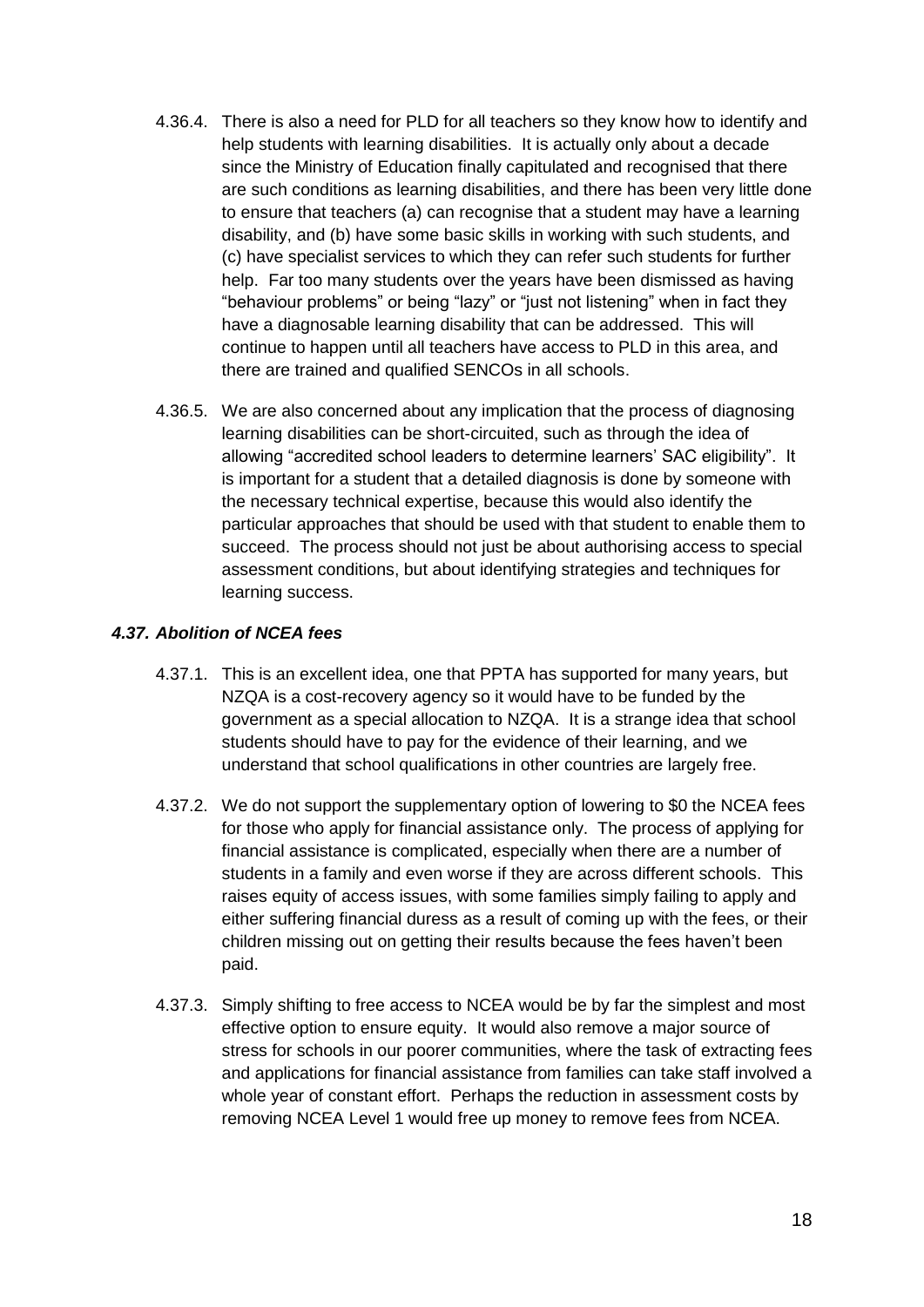4.36.4. There is also a need for PLD for all teachers so they know how to identify and help students with learning disabilities. It is actually only about a decade since the Ministry of Education finally capitulated and recognised that there are such conditions as learning disabilities, and there has been very little done to ensure that teachers (a) can recognise that a student may have a learning disability, and (b) have some basic skills in working with such students, and (c) have specialist services to which they can refer such students for further help. Far too many students over the years have been dismissed as having "behaviour problems" or being "lazy" or "just not listening" when in fact they have a diagnosable learning disability that can be addressed. This will continue to happen until all teachers have access to PLD in this area, and there are trained and qualified SENCOs in all schools.

4.36.5. We are also concerned about any implication that the process of diagnosing learning disabilities can be short-circuited, such as through the idea of allowing "accredited school leaders to determine learners' SAC eligibility". It is important for a student that a detailed diagnosis is done by someone with the necessary technical expertise, because this would also identify the particular approaches that should be used with that student to enable them to succeed. The process should not just be about authorising access to special assessment conditions, but about identifying strategies and techniques for learning success.

### *4.37. Abolition of NCEA fees*

4.37.1. This is an excellent idea, one that PPTA has supported for many years, but NZQA is a cost-recovery agency so it would have to be funded by the government as a special allocation to NZQA. It is a strange idea that school students should have to pay for the evidence of their learning, and we understand that school qualifications in other countries are largely free.

4.37.2. We do not support the supplementary option of lowering to $0 the NCEA fees for those who apply for financial assistance only. The process of applying for financial assistance is complicated, especially when there are a number of students in a family and even worse if they are across different schools. This raises equity of access issues, with some families simply failing to apply and either suffering financial duress as a result of coming up with the fees, or their children missing out on getting their results because the fees haven't been paid.

4.37.3. Simply shifting to free access to NCEA would be by far the simplest and most effective option to ensure equity. It would also remove a major source of stress for schools in our poorer communities, where the task of extracting fees and applications for financial assistance from families can take staff involved a whole year of constant effort. Perhaps the reduction in assessment costs by removing NCEA Level 1 would free up money to remove fees from NCEA.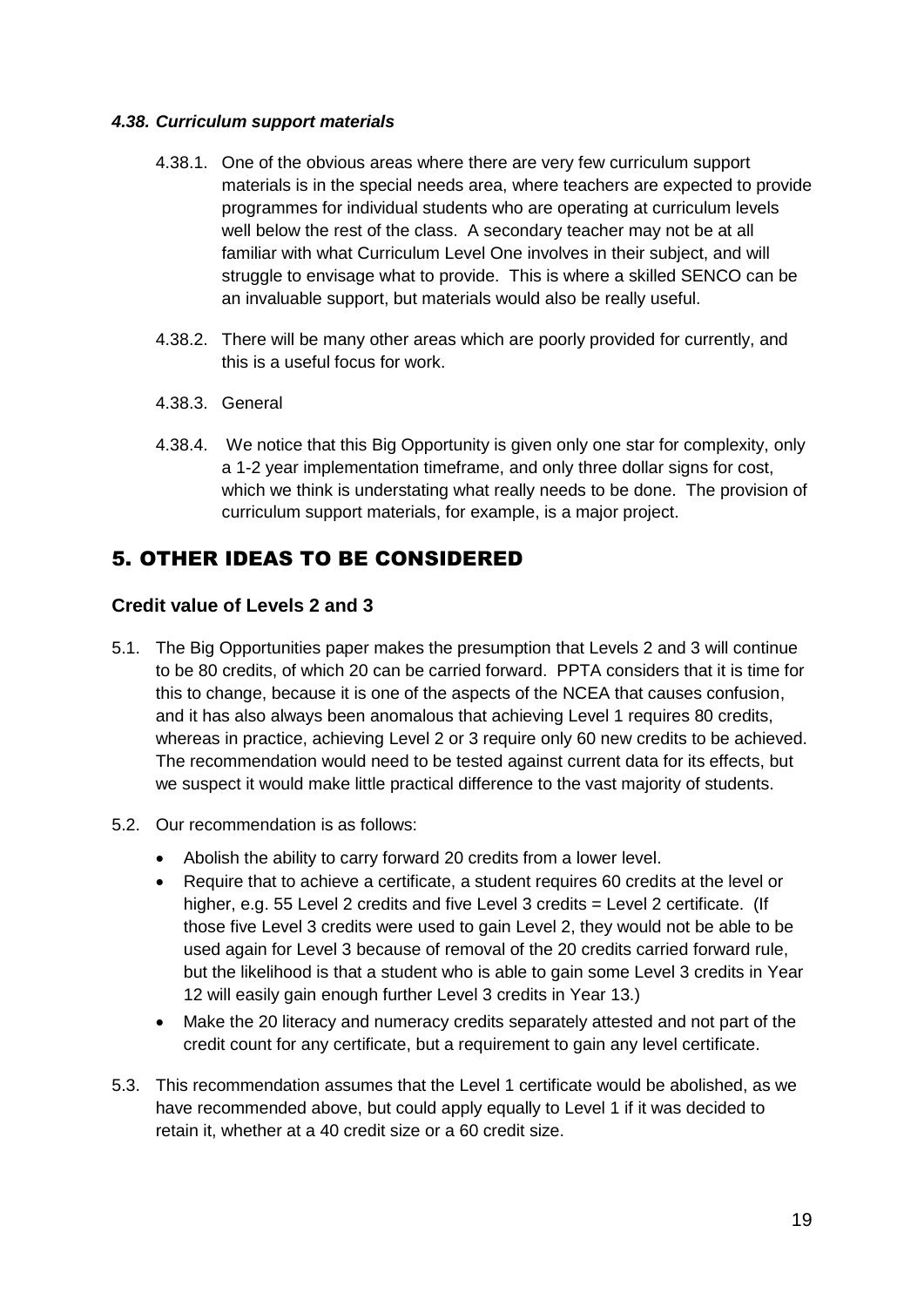#### *4.38. Curriculum support materials*

4.38.1. One of the obvious areas where there are very few curriculum support materials is in the special needs area, where teachers are expected to provide programmes for individual students who are operating at curriculum levels well below the rest of the class. A secondary teacher may not be at all familiar with what Curriculum Level One involves in their subject, and will struggle to envisage what to provide. This is where a skilled SENCO can be an invaluable support, but materials would also be really useful.

4.38.2. There will be many other areas which are poorly provided for currently, and this is a useful focus for work.

4.38.3. General

4.38.4. We notice that this Big Opportunity is given only one star for complexity, only a 1-2 year implementation timeframe, and only three dollar signs for cost, which we think is understating what really needs to be done. The provision of curriculum support materials, for example, is a major project.

## 5. OTHER IDEAS TO BE CONSIDERED

### Credit value of Levels 2 and 3

5.1. The Big Opportunities paper makes the presumption that Levels 2 and 3 will continue to be 80 credits, of which 20 can be carried forward. PPTA considers that it is time for this to change, because it is one of the aspects of the NCEA that causes confusion, and it has also always been anomalous that achieving Level 1 requires 80 credits, whereas in practice, achieving Level 2 or 3 require only 60 new credits to be achieved. The recommendation would need to be tested against current data for its effects, but we suspect it would make little practical difference to the vast majority of students.

5.2. Our recommendation is as follows:

- Abolish the ability to carry forward 20 credits from a lower level.
- Require that to achieve a certificate, a student requires 60 credits at the level or higher, e.g. 55 Level 2 credits and five Level 3 credits = Level 2 certificate. (If those five Level 3 credits were used to gain Level 2, they would not be able to be used again for Level 3 because of removal of the 20 credits carried forward rule, but the likelihood is that a student who is able to gain some Level 3 credits in Year 12 will easily gain enough further Level 3 credits in Year 13.)
- Make the 20 literacy and numeracy credits separately attested and not part of the credit count for any certificate, but a requirement to gain any level certificate.

5.3. This recommendation assumes that the Level 1 certificate would be abolished, as we have recommended above, but could apply equally to Level 1 if it was decided to retain it, whether at a 40 credit size or a 60 credit size.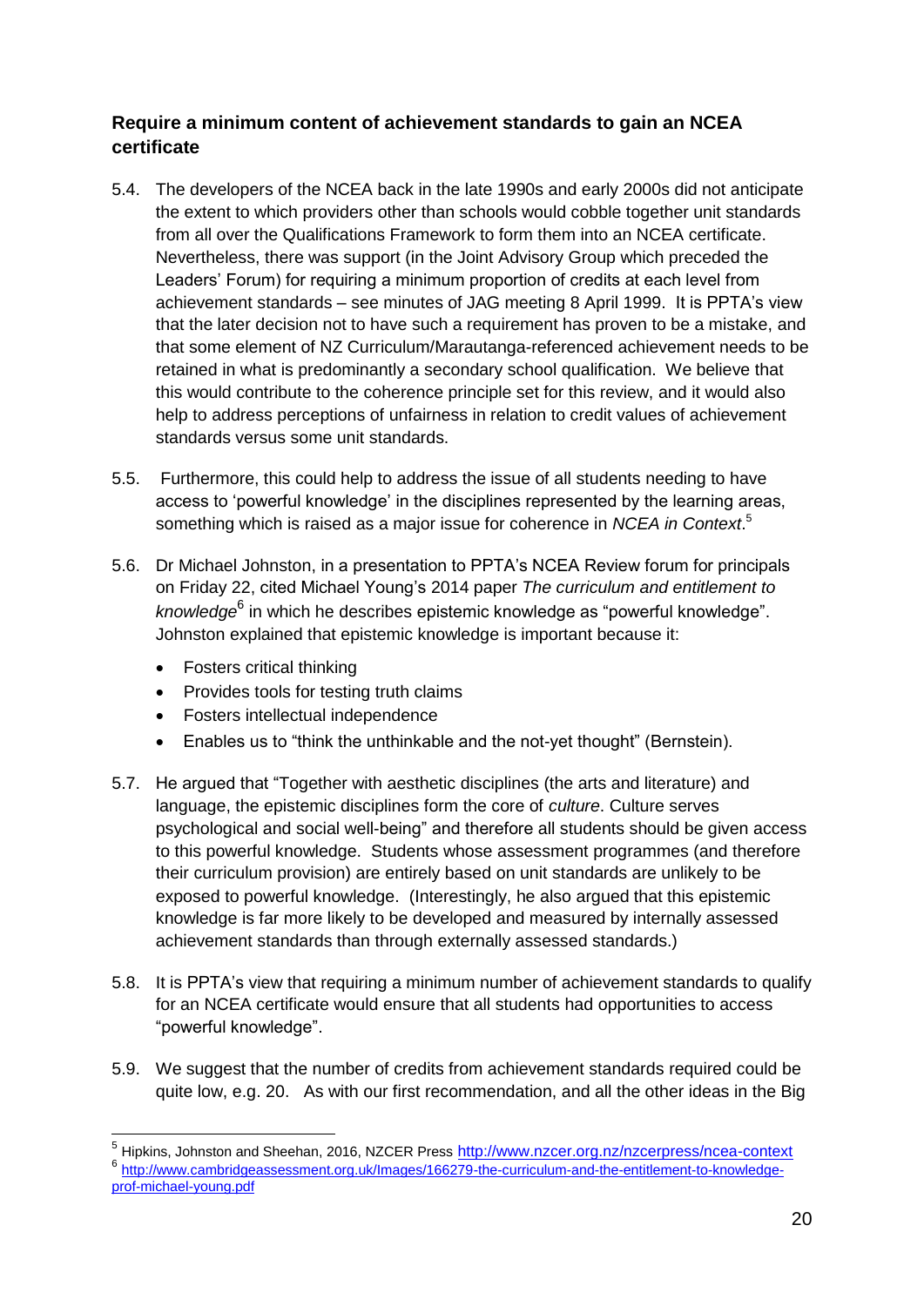### Require a minimum content of achievement standards to gain an NCEA certificate

5.4. The developers of the NCEA back in the late 1990s and early 2000s did not anticipate the extent to which providers other than schools would cobble together unit standards from all over the Qualifications Framework to form them into an NCEA certificate. Nevertheless, there was support (in the Joint Advisory Group which preceded the Leaders' Forum) for requiring a minimum proportion of credits at each level from achievement standards – see minutes of JAG meeting 8 April 1999. It is PPTA's view that the later decision not to have such a requirement has proven to be a mistake, and that some element of NZ Curriculum/Marautanga-referenced achievement needs to be retained in what is predominantly a secondary school qualification. We believe that this would contribute to the coherence principle set for this review, and it would also help to address perceptions of unfairness in relation to credit values of achievement standards versus some unit standards.

5.5. Furthermore, this could help to address the issue of all students needing to have access to 'powerful knowledge' in the disciplines represented by the learning areas, something which is raised as a major issue for coherence in *NCEA in Context*.[5]

5.6. Dr Michael Johnston, in a presentation to PPTA's NCEA Review forum for principals on Friday 22, cited Michael Young's 2014 paper *The curriculum and entitlement to knowledge*[6] in which he describes epistemic knowledge as "powerful knowledge". Johnston explained that epistemic knowledge is important because it:

- Fosters critical thinking
- Provides tools for testing truth claims
- Fosters intellectual independence
- Enables us to "think the unthinkable and the not-yet thought" (Bernstein).

5.7. He argued that "Together with aesthetic disciplines (the arts and literature) and language, the epistemic disciplines form the core of *culture*. Culture serves psychological and social well-being" and therefore all students should be given access to this powerful knowledge. Students whose assessment programmes (and therefore their curriculum provision) are entirely based on unit standards are unlikely to be exposed to powerful knowledge. (Interestingly, he also argued that this epistemic knowledge is far more likely to be developed and measured by internally assessed achievement standards than through externally assessed standards.)

5.8. It is PPTA's view that requiring a minimum number of achievement standards to qualify for an NCEA certificate would ensure that all students had opportunities to access "powerful knowledge".

5.9. We suggest that the number of credits from achievement standards required could be quite low, e.g. 20. As with our first recommendation, and all the other ideas in the Big

---

[5] Hipkins, Johnston and Sheehan, 2016, NZCER Press http://www.nzcer.org.nz/nzcerpress/ncea-context

[6] http://www.cambridgeassessment.org.uk/Images/166279-the-curriculum-and-the-entitlement-to-knowledge-prof-michael-young.pdf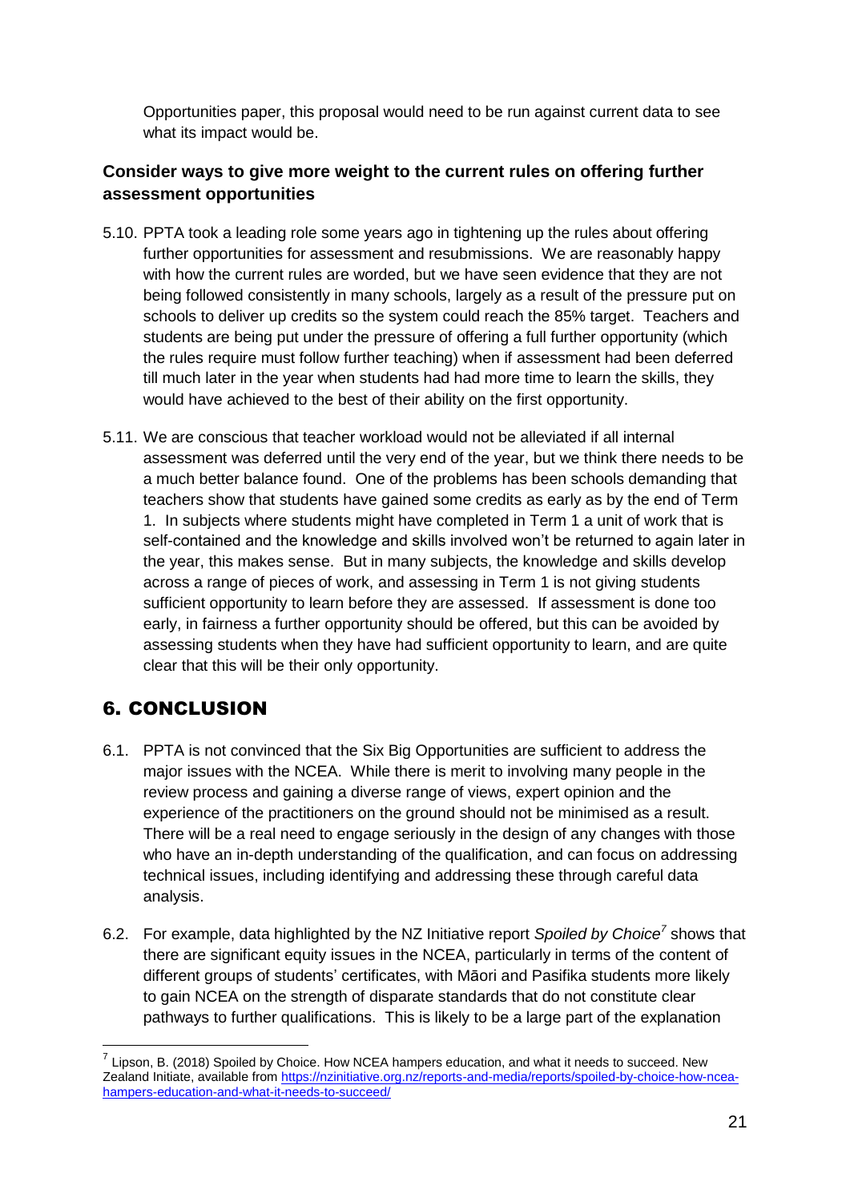Opportunities paper, this proposal would need to be run against current data to see what its impact would be.

### Consider ways to give more weight to the current rules on offering further assessment opportunities

5.10. PPTA took a leading role some years ago in tightening up the rules about offering further opportunities for assessment and resubmissions. We are reasonably happy with how the current rules are worded, but we have seen evidence that they are not being followed consistently in many schools, largely as a result of the pressure put on schools to deliver up credits so the system could reach the 85% target. Teachers and students are being put under the pressure of offering a full further opportunity (which the rules require must follow further teaching) when if assessment had been deferred till much later in the year when students had had more time to learn the skills, they would have achieved to the best of their ability on the first opportunity.

5.11. We are conscious that teacher workload would not be alleviated if all internal assessment was deferred until the very end of the year, but we think there needs to be a much better balance found. One of the problems has been schools demanding that teachers show that students have gained some credits as early as by the end of Term 1. In subjects where students might have completed in Term 1 a unit of work that is self-contained and the knowledge and skills involved won't be returned to again later in the year, this makes sense. But in many subjects, the knowledge and skills develop across a range of pieces of work, and assessing in Term 1 is not giving students sufficient opportunity to learn before they are assessed. If assessment is done too early, in fairness a further opportunity should be offered, but this can be avoided by assessing students when they have had sufficient opportunity to learn, and are quite clear that this will be their only opportunity.

## 6. CONCLUSION

6.1. PPTA is not convinced that the Six Big Opportunities are sufficient to address the major issues with the NCEA. While there is merit to involving many people in the review process and gaining a diverse range of views, expert opinion and the experience of the practitioners on the ground should not be minimised as a result. There will be a real need to engage seriously in the design of any changes with those who have an in-depth understanding of the qualification, and can focus on addressing technical issues, including identifying and addressing these through careful data analysis.

6.2. For example, data highlighted by the NZ Initiative report *Spoiled by Choice*[7] shows that there are significant equity issues in the NCEA, particularly in terms of the content of different groups of students' certificates, with Māori and Pasifika students more likely to gain NCEA on the strength of disparate standards that do not constitute clear pathways to further qualifications. This is likely to be a large part of the explanation

---

[7] Lipson, B. (2018) Spoiled by Choice. How NCEA hampers education, and what it needs to succeed. New Zealand Initiate, available from https://nzinitiative.org.nz/reports-and-media/reports/spoiled-by-choice-how-ncea-hampers-education-and-what-it-needs-to-succeed/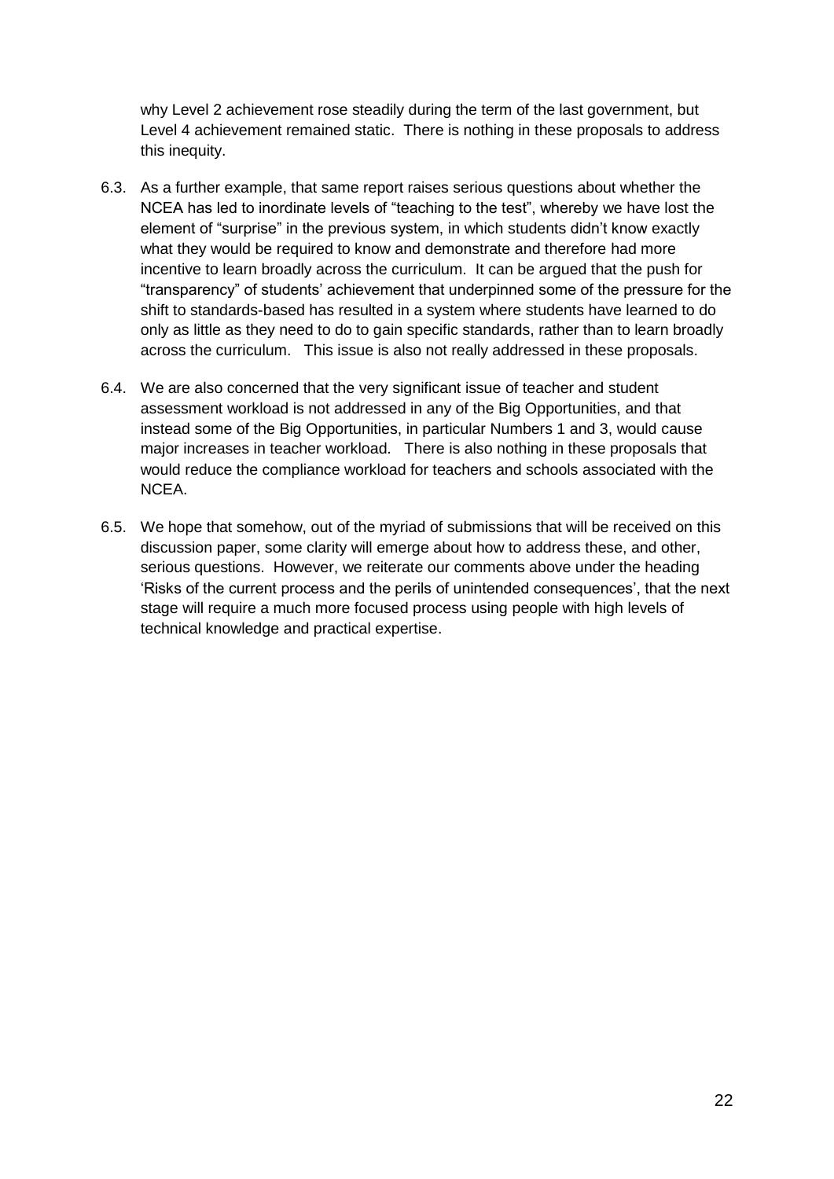why Level 2 achievement rose steadily during the term of the last government, but Level 4 achievement remained static. There is nothing in these proposals to address this inequity.

6.3. As a further example, that same report raises serious questions about whether the NCEA has led to inordinate levels of "teaching to the test", whereby we have lost the element of "surprise" in the previous system, in which students didn't know exactly what they would be required to know and demonstrate and therefore had more incentive to learn broadly across the curriculum. It can be argued that the push for "transparency" of students' achievement that underpinned some of the pressure for the shift to standards-based has resulted in a system where students have learned to do only as little as they need to do to gain specific standards, rather than to learn broadly across the curriculum. This issue is also not really addressed in these proposals.

6.4. We are also concerned that the very significant issue of teacher and student assessment workload is not addressed in any of the Big Opportunities, and that instead some of the Big Opportunities, in particular Numbers 1 and 3, would cause major increases in teacher workload. There is also nothing in these proposals that would reduce the compliance workload for teachers and schools associated with the NCEA.

6.5. We hope that somehow, out of the myriad of submissions that will be received on this discussion paper, some clarity will emerge about how to address these, and other, serious questions. However, we reiterate our comments above under the heading 'Risks of the current process and the perils of unintended consequences', that the next stage will require a much more focused process using people with high levels of technical knowledge and practical expertise.